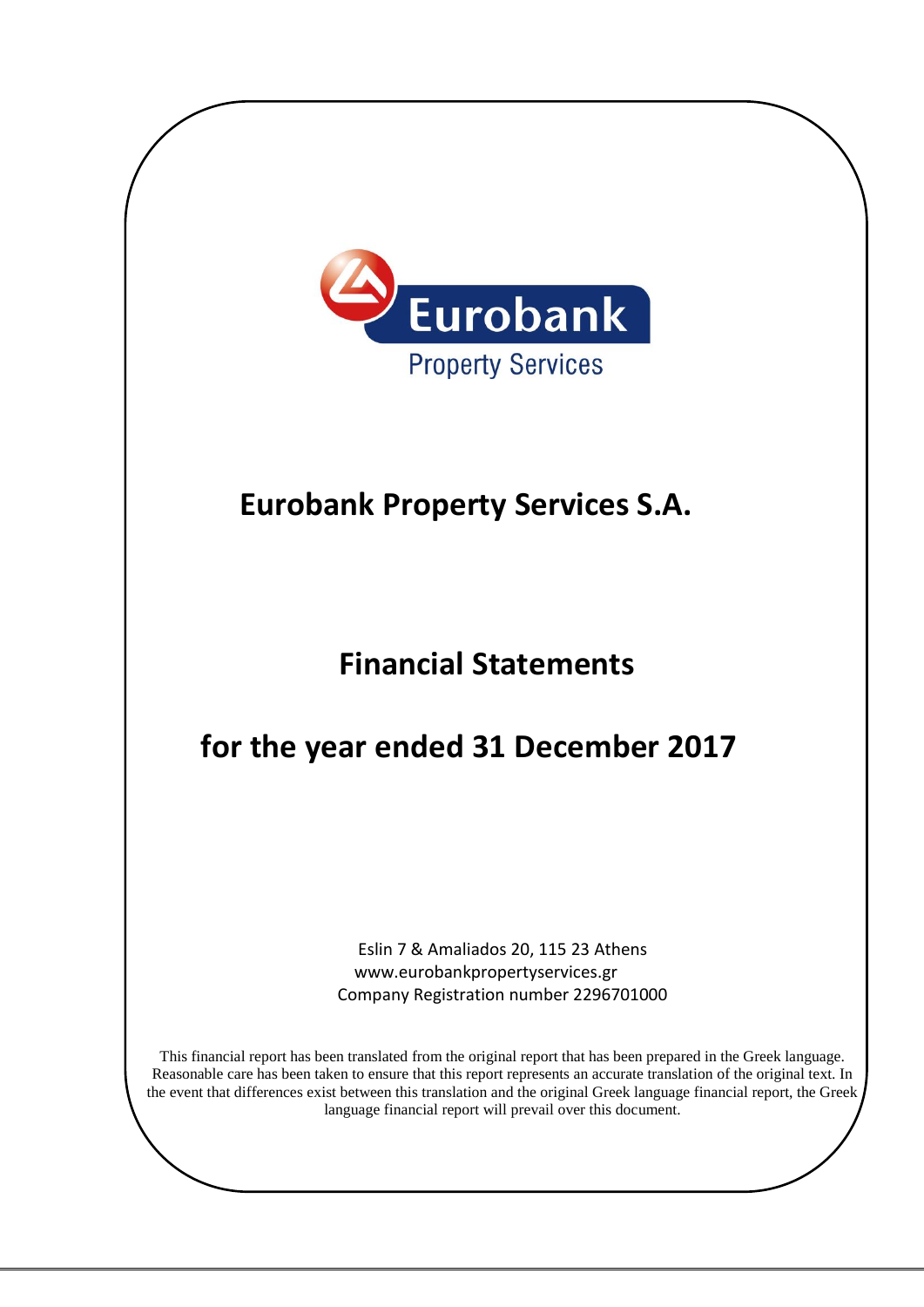Eurobank

Property Services

# Eurobank Property Services S.A.

## Financial Statements

## for the year ended 31 December 2017

Eslin 7 & Amaliados 20, 115 23 Athens
www.eurobankpropertyservices.gr
Company Registration number 2296701000

This financial report has been translated from the original report that has been prepared in the Greek language. Reasonable care has been taken to ensure that this report represents an accurate translation of the original text. In the event that differences exist between this translation and the original Greek language financial report, the Greek language financial report will prevail over this document.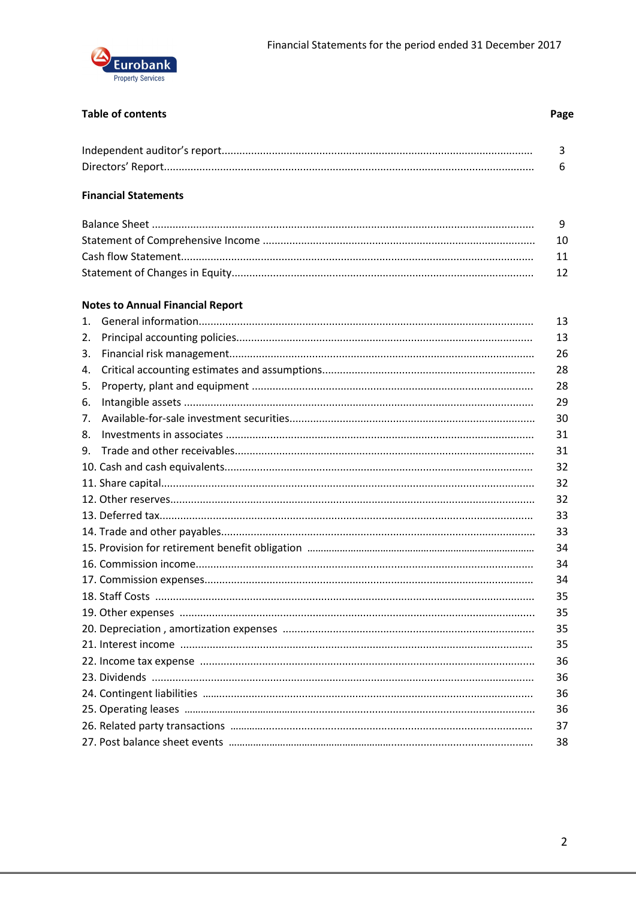## Table of contents

| | Page |
|---|---|
| Independent auditor's report | 3 |
| Directors' Report | 6 |

### Financial Statements

| | |
|---|---|
| Balance Sheet | 9 |
| Statement of Comprehensive Income | 10 |
| Cash flow Statement | 11 |
| Statement of Changes in Equity | 12 |

### Notes to Annual Financial Report

| | |
|---|---|
| 1. General information | 13 |
| 2. Principal accounting policies | 13 |
| 3. Financial risk management | 26 |
| 4. Critical accounting estimates and assumptions | 28 |
| 5. Property, plant and equipment | 28 |
| 6. Intangible assets | 29 |
| 7. Available-for-sale investment securities | 30 |
| 8. Investments in associates | 31 |
| 9. Trade and other receivables | 31 |
| 10. Cash and cash equivalents | 32 |
| 11. Share capital | 32 |
| 12. Other reserves | 32 |
| 13. Deferred tax | 33 |
| 14. Trade and other payables | 33 |
| 15. Provision for retirement benefit obligation | 34 |
| 16. Commission income | 34 |
| 17. Commission expenses | 34 |
| 18. Staff Costs | 35 |
| 19. Other expenses | 35 |
| 20. Depreciation , amortization expenses | 35 |
| 21. Interest income | 35 |
| 22. Income tax expense | 36 |
| 23. Dividends | 36 |
| 24. Contingent liabilities | 36 |
| 25. Operating leases | 36 |
| 26. Related party transactions | 37 |
| 27. Post balance sheet events | 38 |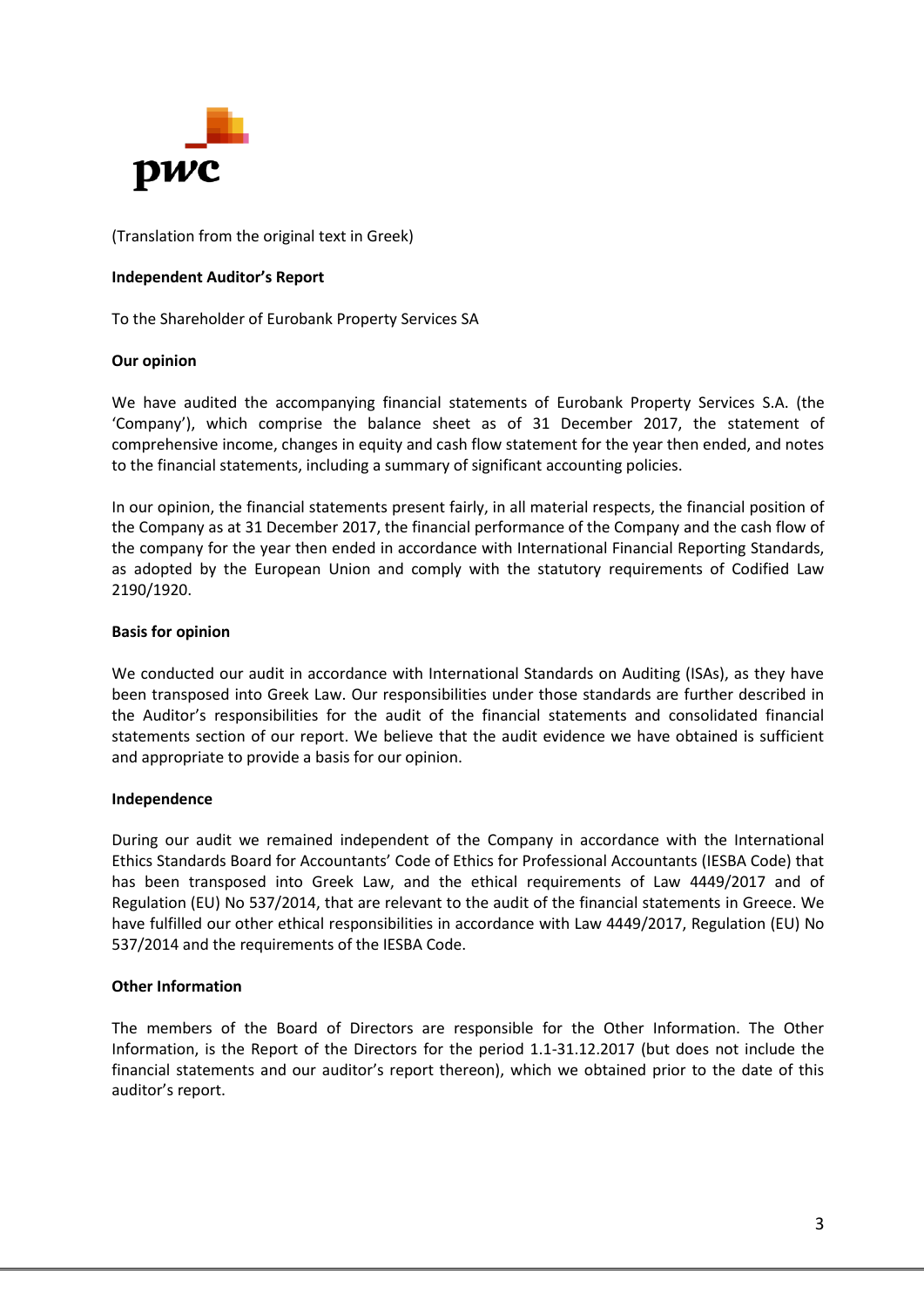(Translation from the original text in Greek)

**Independent Auditor's Report**

To the Shareholder of Eurobank Property Services SA

**Our opinion**

We have audited the accompanying financial statements of Eurobank Property Services S.A. (the 'Company'), which comprise the balance sheet as of 31 December 2017, the statement of comprehensive income, changes in equity and cash flow statement for the year then ended, and notes to the financial statements, including a summary of significant accounting policies.

In our opinion, the financial statements present fairly, in all material respects, the financial position of the Company as at 31 December 2017, the financial performance of the Company and the cash flow of the company for the year then ended in accordance with International Financial Reporting Standards, as adopted by the European Union and comply with the statutory requirements of Codified Law 2190/1920.

**Basis for opinion**

We conducted our audit in accordance with International Standards on Auditing (ISAs), as they have been transposed into Greek Law. Our responsibilities under those standards are further described in the Auditor's responsibilities for the audit of the financial statements and consolidated financial statements section of our report. We believe that the audit evidence we have obtained is sufficient and appropriate to provide a basis for our opinion.

**Independence**

During our audit we remained independent of the Company in accordance with the International Ethics Standards Board for Accountants' Code of Ethics for Professional Accountants (IESBA Code) that has been transposed into Greek Law, and the ethical requirements of Law 4449/2017 and of Regulation (EU) No 537/2014, that are relevant to the audit of the financial statements in Greece. We have fulfilled our other ethical responsibilities in accordance with Law 4449/2017, Regulation (EU) No 537/2014 and the requirements of the IESBA Code.

**Other Information**

The members of the Board of Directors are responsible for the Other Information. The Other Information, is the Report of the Directors for the period 1.1-31.12.2017 (but does not include the financial statements and our auditor's report thereon), which we obtained prior to the date of this auditor's report.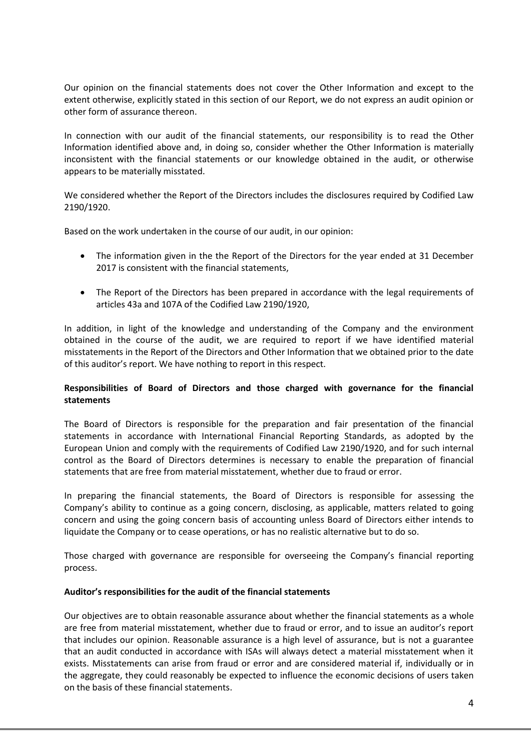Our opinion on the financial statements does not cover the Other Information and except to the extent otherwise, explicitly stated in this section of our Report, we do not express an audit opinion or other form of assurance thereon.

In connection with our audit of the financial statements, our responsibility is to read the Other Information identified above and, in doing so, consider whether the Other Information is materially inconsistent with the financial statements or our knowledge obtained in the audit, or otherwise appears to be materially misstated.

We considered whether the Report of the Directors includes the disclosures required by Codified Law 2190/1920.

Based on the work undertaken in the course of our audit, in our opinion:

- The information given in the the Report of the Directors for the year ended at 31 December 2017 is consistent with the financial statements,

- The Report of the Directors has been prepared in accordance with the legal requirements of articles 43a and 107A of the Codified Law 2190/1920,

In addition, in light of the knowledge and understanding of the Company and the environment obtained in the course of the audit, we are required to report if we have identified material misstatements in the Report of the Directors and Other Information that we obtained prior to the date of this auditor's report. We have nothing to report in this respect.

**Responsibilities of Board of Directors and those charged with governance for the financial statements**

The Board of Directors is responsible for the preparation and fair presentation of the financial statements in accordance with International Financial Reporting Standards, as adopted by the European Union and comply with the requirements of Codified Law 2190/1920, and for such internal control as the Board of Directors determines is necessary to enable the preparation of financial statements that are free from material misstatement, whether due to fraud or error.

In preparing the financial statements, the Board of Directors is responsible for assessing the Company's ability to continue as a going concern, disclosing, as applicable, matters related to going concern and using the going concern basis of accounting unless Board of Directors either intends to liquidate the Company or to cease operations, or has no realistic alternative but to do so.

Those charged with governance are responsible for overseeing the Company's financial reporting process.

**Auditor's responsibilities for the audit of the financial statements**

Our objectives are to obtain reasonable assurance about whether the financial statements as a whole are free from material misstatement, whether due to fraud or error, and to issue an auditor's report that includes our opinion. Reasonable assurance is a high level of assurance, but is not a guarantee that an audit conducted in accordance with ISAs will always detect a material misstatement when it exists. Misstatements can arise from fraud or error and are considered material if, individually or in the aggregate, they could reasonably be expected to influence the economic decisions of users taken on the basis of these financial statements.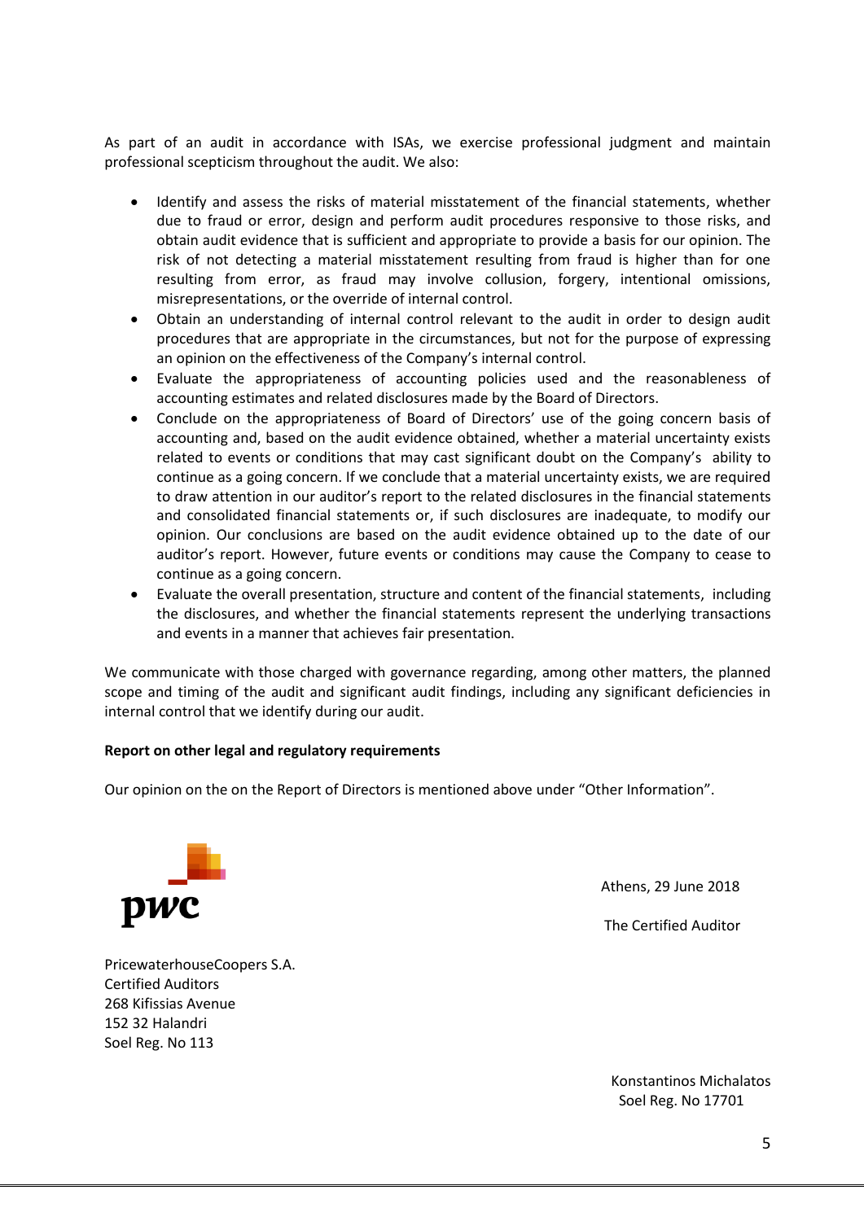As part of an audit in accordance with ISAs, we exercise professional judgment and maintain professional scepticism throughout the audit. We also:

- Identify and assess the risks of material misstatement of the financial statements, whether due to fraud or error, design and perform audit procedures responsive to those risks, and obtain audit evidence that is sufficient and appropriate to provide a basis for our opinion. The risk of not detecting a material misstatement resulting from fraud is higher than for one resulting from error, as fraud may involve collusion, forgery, intentional omissions, misrepresentations, or the override of internal control.
- Obtain an understanding of internal control relevant to the audit in order to design audit procedures that are appropriate in the circumstances, but not for the purpose of expressing an opinion on the effectiveness of the Company's internal control.
- Evaluate the appropriateness of accounting policies used and the reasonableness of accounting estimates and related disclosures made by the Board of Directors.
- Conclude on the appropriateness of Board of Directors' use of the going concern basis of accounting and, based on the audit evidence obtained, whether a material uncertainty exists related to events or conditions that may cast significant doubt on the Company's ability to continue as a going concern. If we conclude that a material uncertainty exists, we are required to draw attention in our auditor's report to the related disclosures in the financial statements and consolidated financial statements or, if such disclosures are inadequate, to modify our opinion. Our conclusions are based on the audit evidence obtained up to the date of our auditor's report. However, future events or conditions may cause the Company to cease to continue as a going concern.
- Evaluate the overall presentation, structure and content of the financial statements, including the disclosures, and whether the financial statements represent the underlying transactions and events in a manner that achieves fair presentation.

We communicate with those charged with governance regarding, among other matters, the planned scope and timing of the audit and significant audit findings, including any significant deficiencies in internal control that we identify during our audit.

**Report on other legal and regulatory requirements**

Our opinion on the on the Report of Directors is mentioned above under "Other Information".

pwc

Athens, 29 June 2018

The Certified Auditor

PricewaterhouseCoopers S.A.
Certified Auditors
268 Kifissias Avenue
152 32 Halandri
Soel Reg. No 113

Konstantinos Michalatos
Soel Reg. No 17701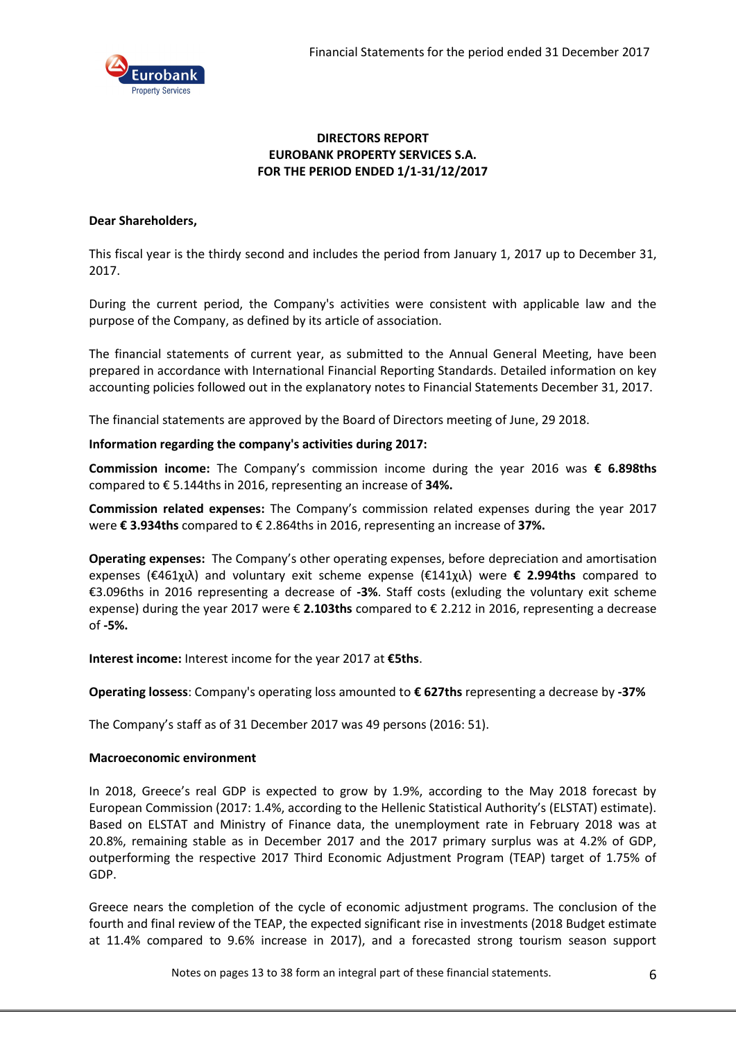**DIRECTORS REPORT**
**EUROBANK PROPERTY SERVICES S.A.**
**FOR THE PERIOD ENDED 1/1-31/12/2017**

**Dear Shareholders,**

This fiscal year is the thirdy second and includes the period from January 1, 2017 up to December 31, 2017.

During the current period, the Company's activities were consistent with applicable law and the purpose of the Company, as defined by its article of association.

The financial statements of current year, as submitted to the Annual General Meeting, have been prepared in accordance with International Financial Reporting Standards. Detailed information on key accounting policies followed out in the explanatory notes to Financial Statements December 31, 2017.

The financial statements are approved by the Board of Directors meeting of June, 29 2018.

**Information regarding the company's activities during 2017:**

**Commission income:** The Company's commission income during the year 2016 was **€ 6.898ths** compared to € 5.144ths in 2016, representing an increase of **34%.**

**Commission related expenses:** The Company's commission related expenses during the year 2017 were **€ 3.934ths** compared to € 2.864ths in 2016, representing an increase of **37%.**

**Operating expenses:** The Company's other operating expenses, before depreciation and amortisation expenses (€461χιλ) and voluntary exit scheme expense (€141χιλ) were **€ 2.994ths** compared to €3.096ths in 2016 representing a decrease of **-3%**. Staff costs (exluding the voluntary exit scheme expense) during the year 2017 were € **2.103ths** compared to € 2.212 in 2016, representing a decrease of **-5%.**

**Interest income:** Interest income for the year 2017 at **€5ths**.

**Operating lossess**: Company's operating loss amounted to **€ 627ths** representing a decrease by **-37%**

The Company's staff as of 31 December 2017 was 49 persons (2016: 51).

**Macroeconomic environment**

In 2018, Greece's real GDP is expected to grow by 1.9%, according to the May 2018 forecast by European Commission (2017: 1.4%, according to the Hellenic Statistical Authority's (ELSTAT) estimate). Based on ELSTAT and Ministry of Finance data, the unemployment rate in February 2018 was at 20.8%, remaining stable as in December 2017 and the 2017 primary surplus was at 4.2% of GDP, outperforming the respective 2017 Third Economic Adjustment Program (TEAP) target of 1.75% of GDP.

Greece nears the completion of the cycle of economic adjustment programs. The conclusion of the fourth and final review of the TEAP, the expected significant rise in investments (2018 Budget estimate at 11.4% compared to 9.6% increase in 2017), and a forecasted strong tourism season support

Notes on pages 13 to 38 form an integral part of these financial statements.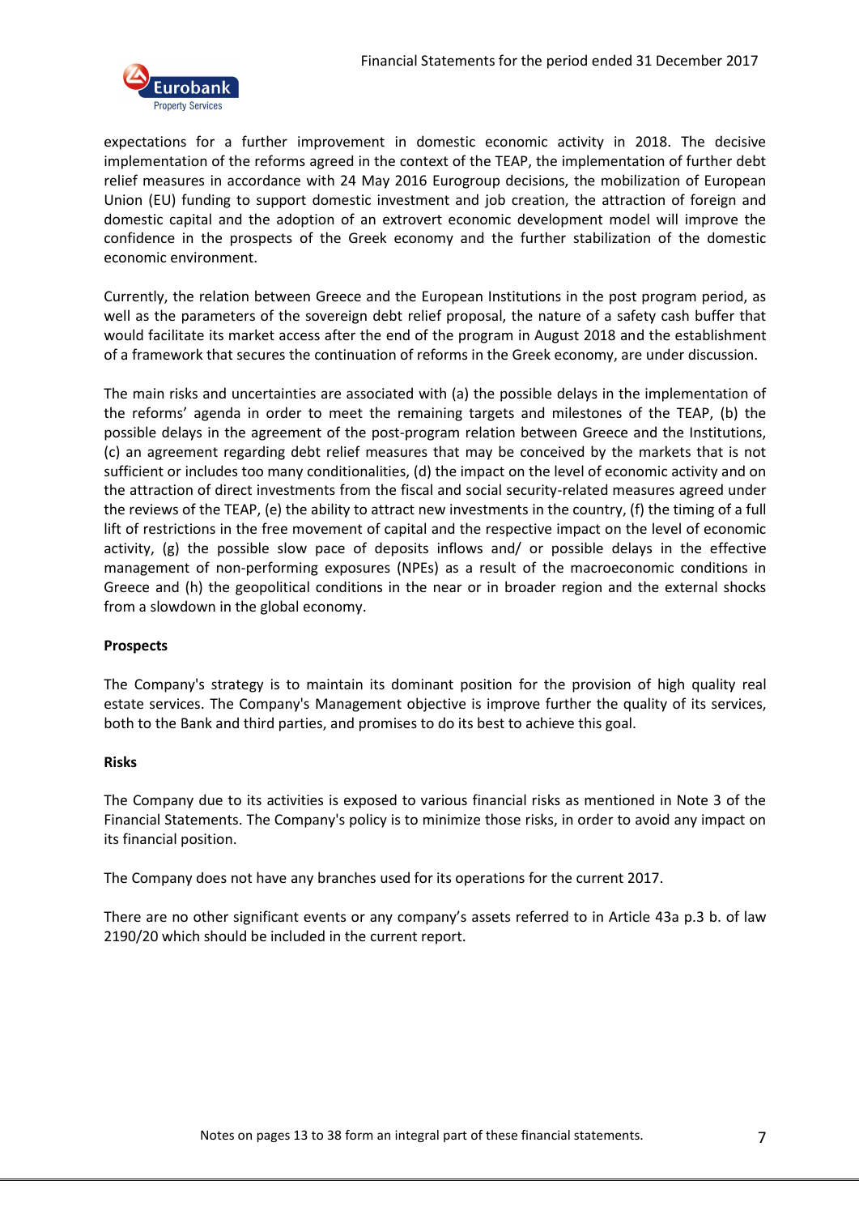expectations for a further improvement in domestic economic activity in 2018. The decisive implementation of the reforms agreed in the context of the TEAP, the implementation of further debt relief measures in accordance with 24 May 2016 Eurogroup decisions, the mobilization of European Union (EU) funding to support domestic investment and job creation, the attraction of foreign and domestic capital and the adoption of an extrovert economic development model will improve the confidence in the prospects of the Greek economy and the further stabilization of the domestic economic environment.

Currently, the relation between Greece and the European Institutions in the post program period, as well as the parameters of the sovereign debt relief proposal, the nature of a safety cash buffer that would facilitate its market access after the end of the program in August 2018 and the establishment of a framework that secures the continuation of reforms in the Greek economy, are under discussion.

The main risks and uncertainties are associated with (a) the possible delays in the implementation of the reforms' agenda in order to meet the remaining targets and milestones of the TEAP, (b) the possible delays in the agreement of the post-program relation between Greece and the Institutions, (c) an agreement regarding debt relief measures that may be conceived by the markets that is not sufficient or includes too many conditionalities, (d) the impact on the level of economic activity and on the attraction of direct investments from the fiscal and social security-related measures agreed under the reviews of the TEAP, (e) the ability to attract new investments in the country, (f) the timing of a full lift of restrictions in the free movement of capital and the respective impact on the level of economic activity, (g) the possible slow pace of deposits inflows and/ or possible delays in the effective management of non-performing exposures (NPEs) as a result of the macroeconomic conditions in Greece and (h) the geopolitical conditions in the near or in broader region and the external shocks from a slowdown in the global economy.

**Prospects**

The Company's strategy is to maintain its dominant position for the provision of high quality real estate services. The Company's Management objective is improve further the quality of its services, both to the Bank and third parties, and promises to do its best to achieve this goal.

**Risks**

The Company due to its activities is exposed to various financial risks as mentioned in Note 3 of the Financial Statements. The Company's policy is to minimize those risks, in order to avoid any impact on its financial position.

The Company does not have any branches used for its operations for the current 2017.

There are no other significant events or any company's assets referred to in Article 43a p.3 b. of law 2190/20 which should be included in the current report.

Notes on pages 13 to 38 form an integral part of these financial statements.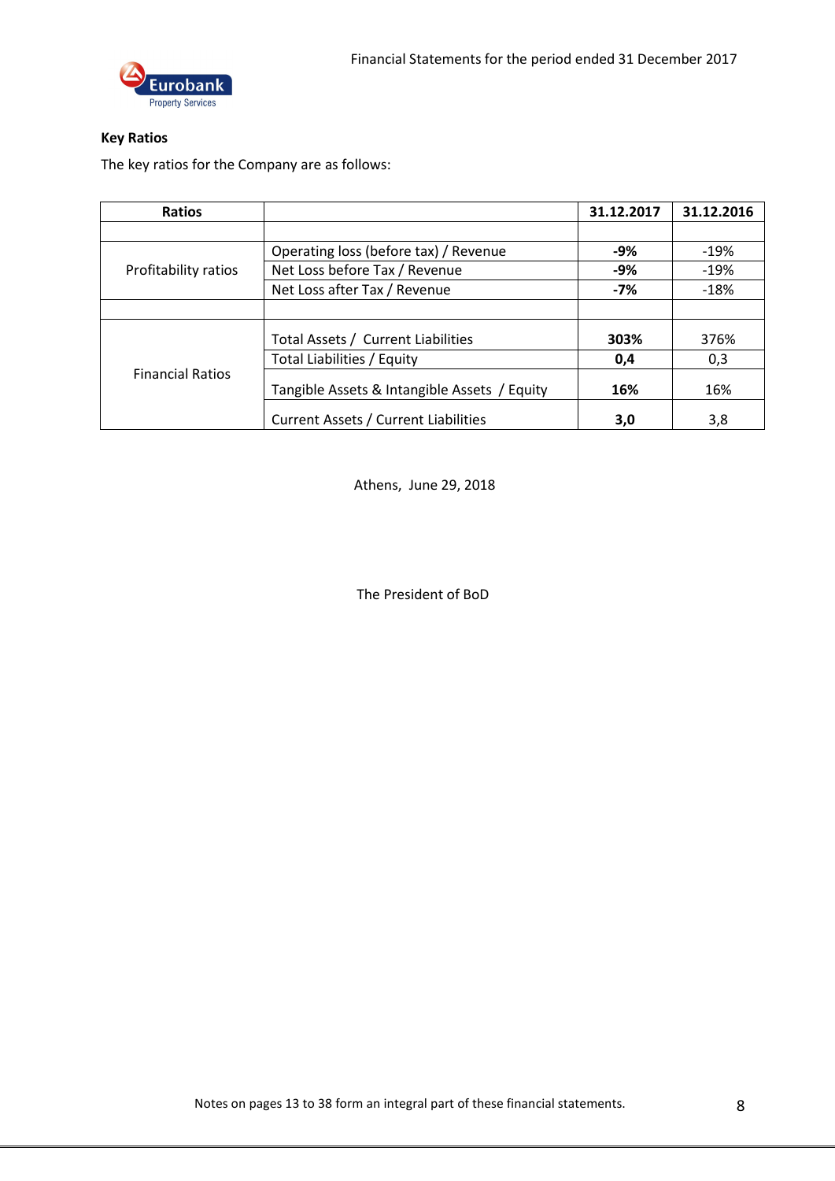**Key Ratios**

The key ratios for the Company are as follows:

| Ratios | | 31.12.2017 | 31.12.2016 |
|---|---|---|---|
| | | | |
| Profitability ratios | Operating loss (before tax) / Revenue | **-9%** | -19% |
| | Net Loss before Tax / Revenue | **-9%** | -19% |
| | Net Loss after Tax / Revenue | **-7%** | -18% |
| | | | |
| Financial Ratios | Total Assets / Current Liabilities | **303%** | 376% |
| | Total Liabilities / Equity | **0,4** | 0,3 |
| | Tangible Assets & Intangible Assets / Equity | **16%** | 16% |
| | Current Assets / Current Liabilities | **3,0** | 3,8 |

Athens, June 29, 2018

The President of BoD

Notes on pages 13 to 38 form an integral part of these financial statements.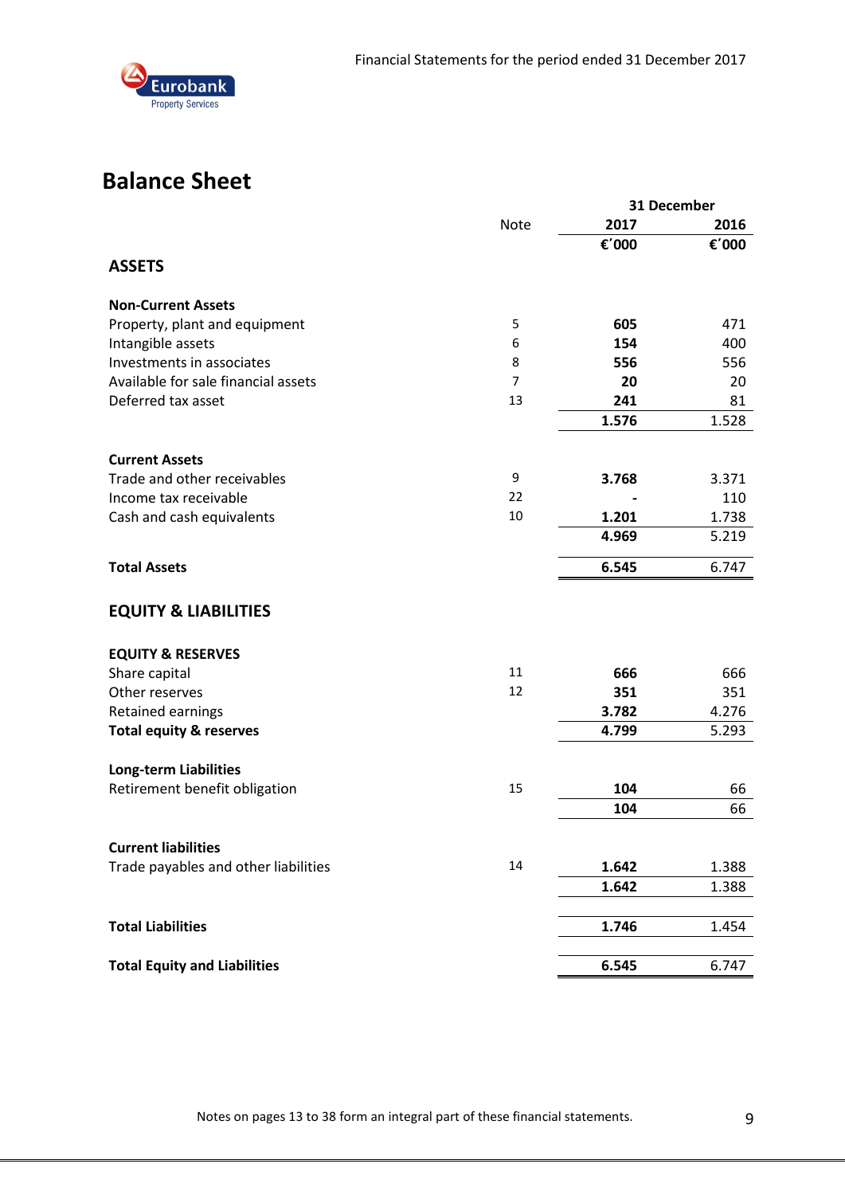# Balance Sheet

| | Note | 31 December 2017 | 31 December 2016 |
|---|---|---|---|
| | | €´000 | €´000 |
| **ASSETS** | | | |
| **Non-Current Assets** | | | |
| Property, plant and equipment | 5 | **605** | 471 |
| Intangible assets | 6 | **154** | 400 |
| Investments in associates | 8 | **556** | 556 |
| Available for sale financial assets | 7 | **20** | 20 |
| Deferred tax asset | 13 | **241** | 81 |
| | | **1.576** | 1.528 |
| **Current Assets** | | | |
| Trade and other receivables | 9 | **3.768** | 3.371 |
| Income tax receivable | 22 | **-** | 110 |
| Cash and cash equivalents | 10 | **1.201** | 1.738 |
| | | **4.969** | 5.219 |
| **Total Assets** | | **6.545** | 6.747 |
| **EQUITY & LIABILITIES** | | | |
| **EQUITY & RESERVES** | | | |
| Share capital | 11 | **666** | 666 |
| Other reserves | 12 | **351** | 351 |
| Retained earnings | | **3.782** | 4.276 |
| **Total equity & reserves** | | **4.799** | 5.293 |
| **Long-term Liabilities** | | | |
| Retirement benefit obligation | 15 | **104** | 66 |
| | | **104** | 66 |
| **Current liabilities** | | | |
| Trade payables and other liabilities | 14 | **1.642** | 1.388 |
| | | **1.642** | 1.388 |
| **Total Liabilities** | | **1.746** | 1.454 |
| **Total Equity and Liabilities** | | **6.545** | 6.747 |

Notes on pages 13 to 38 form an integral part of these financial statements.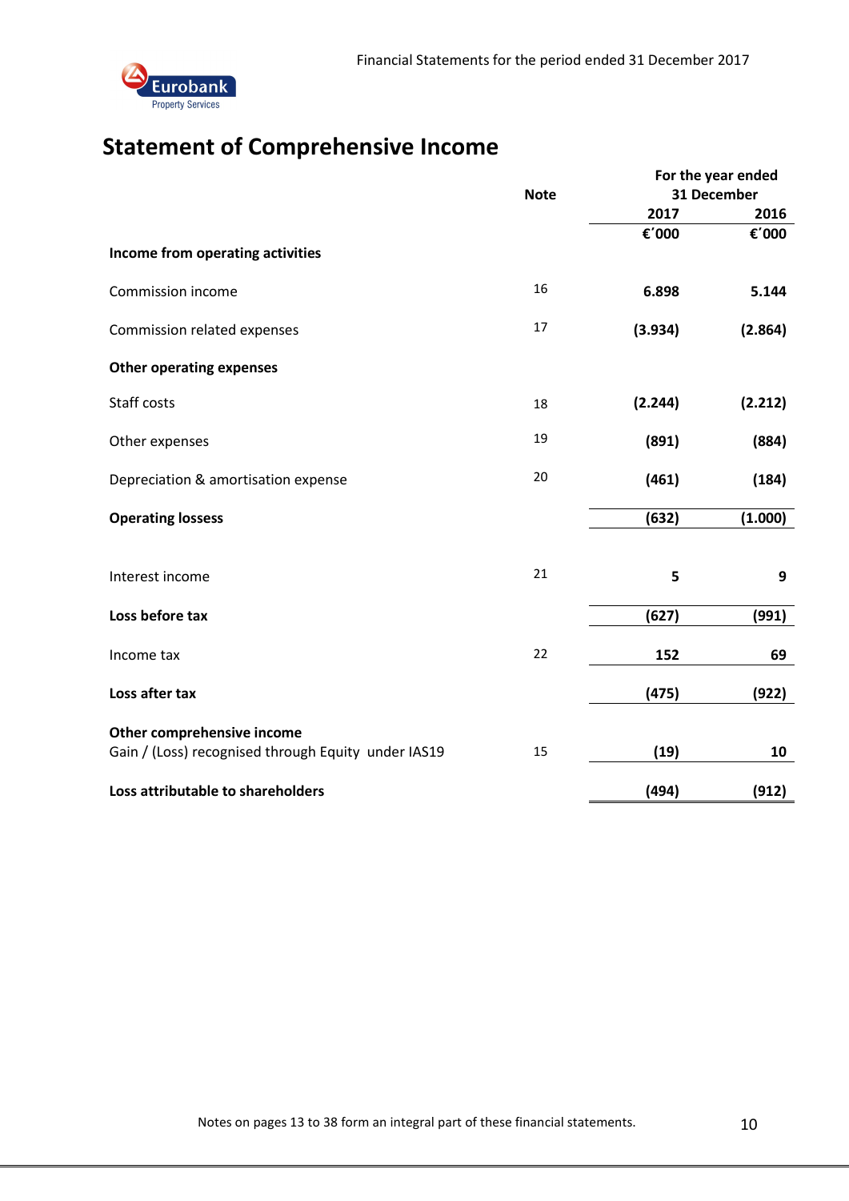# Statement of Comprehensive Income

| | Note | For the year ended 31 December | |
|---|---|---|---|
| | | 2017 | 2016 |
| | | €΄000 | €΄000 |
| **Income from operating activities** | | | |
| Commission income | 16 | **6.898** | **5.144** |
| Commission related expenses | 17 | **(3.934)** | **(2.864)** |
| **Other operating expenses** | | | |
| Staff costs | 18 | **(2.244)** | **(2.212)** |
| Other expenses | 19 | **(891)** | **(884)** |
| Depreciation & amortisation expense | 20 | **(461)** | **(184)** |
| **Operating lossess** | | **(632)** | **(1.000)** |
| Interest income | 21 | **5** | **9** |
| **Loss before tax** | | **(627)** | **(991)** |
| Income tax | 22 | **152** | **69** |
| **Loss after tax** | | **(475)** | **(922)** |
| **Other comprehensive income** | | | |
| Gain / (Loss) recognised through Equity under IAS19 | 15 | **(19)** | **10** |
| **Loss attributable to shareholders** | | **(494)** | **(912)** |

Notes on pages 13 to 38 form an integral part of these financial statements.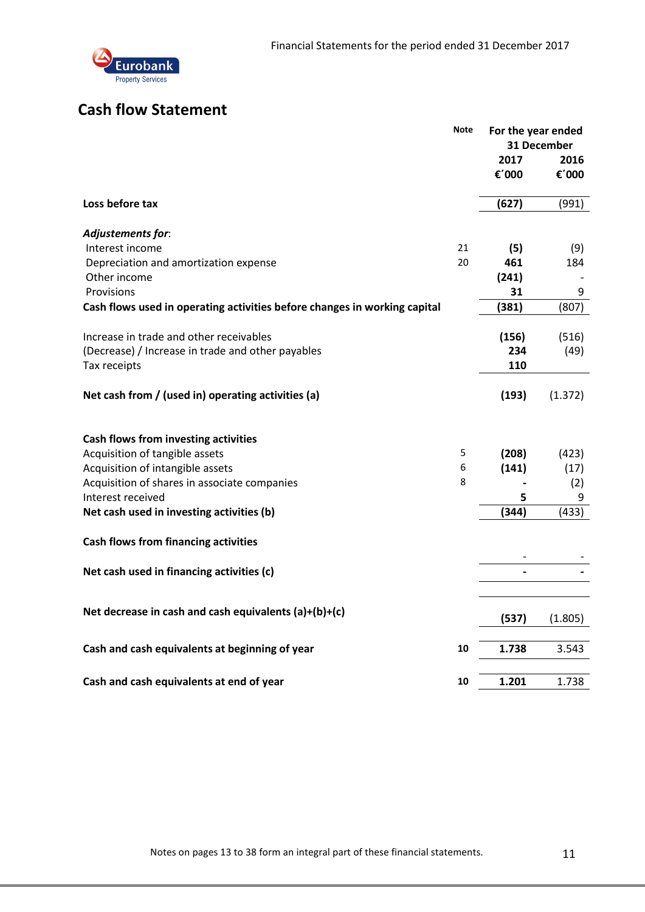## Cash flow Statement

| | Note | For the year ended 31 December | |
|---|---|---|---|
| | | 2017 | 2016 |
| | | €΄000 | €΄000 |
| **Loss before tax** | | **(627)** | (991) |
| ***Adjustements for*:** | | | |
| Interest income | 21 | **(5)** | (9) |
| Depreciation and amortization expense | 20 | **461** | 184 |
| Other income | | **(241)** | - |
| Provisions | | **31** | 9 |
| **Cash flows used in operating activities before changes in working capital** | | **(381)** | (807) |
| Increase in trade and other receivables | | **(156)** | (516) |
| (Decrease) / Increase in trade and other payables | | **234** | (49) |
| Tax receipts | | **110** | |
| **Net cash from / (used in) operating activities (a)** | | **(193)** | (1.372) |
| **Cash flows from investing activities** | | | |
| Acquisition of tangible assets | 5 | **(208)** | (423) |
| Acquisition of intangible assets | 6 | **(141)** | (17) |
| Acquisition of shares in associate companies | 8 | **-** | (2) |
| Interest received | | **5** | 9 |
| **Net cash used in investing activities (b)** | | **(344)** | (433) |
| **Cash flows from financing activities** | | | |
| | | - | - |
| **Net cash used in financing activities (c)** | | **-** | **-** |
| **Net decrease in cash and cash equivalents (a)+(b)+(c)** | | **(537)** | (1.805) |
| **Cash and cash equivalents at beginning of year** | **10** | **1.738** | 3.543 |
| **Cash and cash equivalents at end of year** | **10** | **1.201** | 1.738 |

Notes on pages 13 to 38 form an integral part of these financial statements.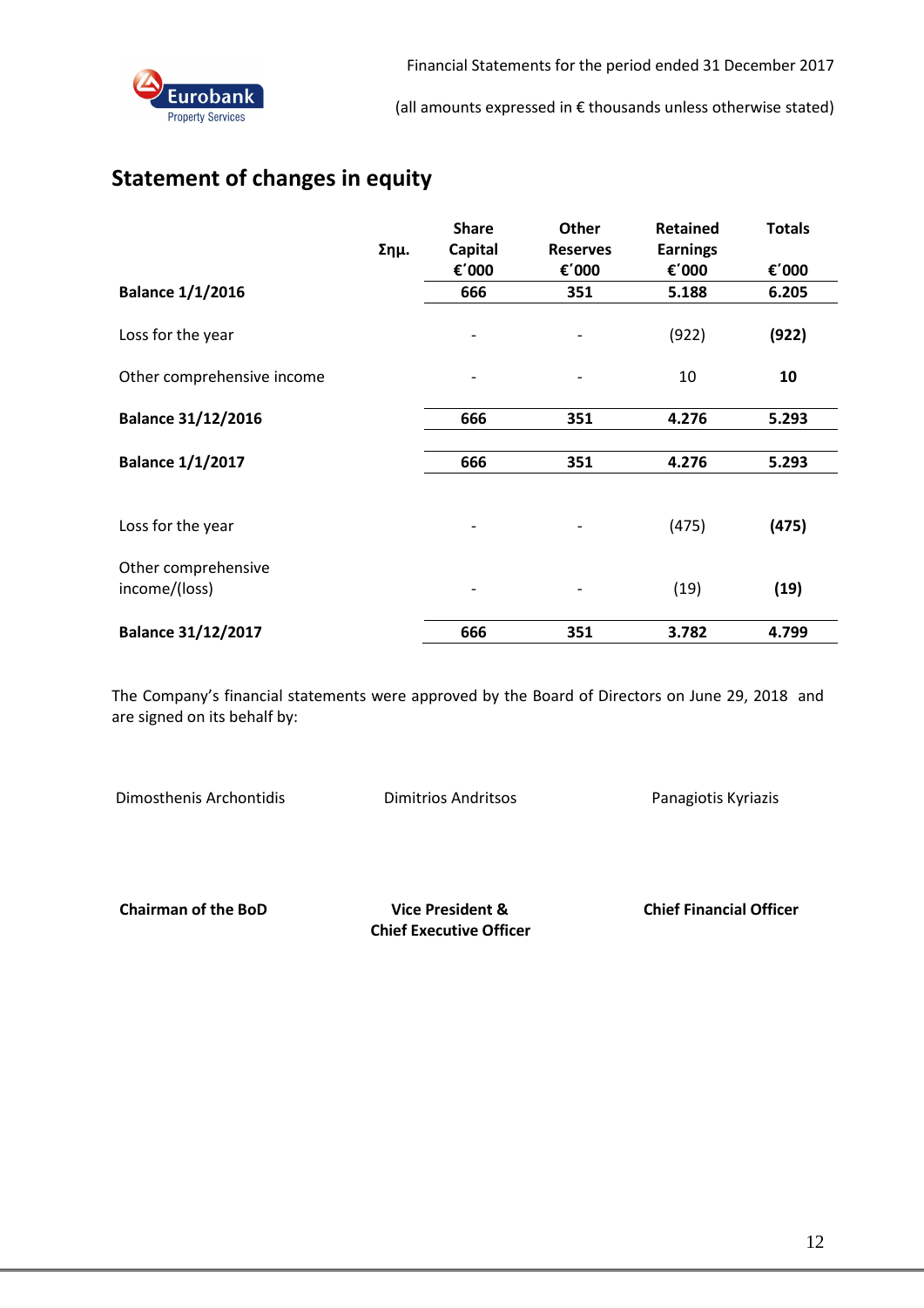## Statement of changes in equity

| | Σημ. | Share Capital €΄000 | Other Reserves €΄000 | Retained Earnings €΄000 | Totals €΄000 |
|---|---|---|---|---|---|
| **Balance 1/1/2016** | | **666** | **351** | **5.188** | **6.205** |
| Loss for the year | | - | - | (922) | **(922)** |
| Other comprehensive income | | - | - | 10 | **10** |
| **Balance 31/12/2016** | | **666** | **351** | **4.276** | **5.293** |
| **Balance 1/1/2017** | | **666** | **351** | **4.276** | **5.293** |
| Loss for the year | | - | - | (475) | **(475)** |
| Other comprehensive income/(loss) | | - | - | (19) | **(19)** |
| **Balance 31/12/2017** | | **666** | **351** | **3.782** | **4.799** |

The Company's financial statements were approved by the Board of Directors on June 29, 2018 and are signed on its behalf by:

| Dimosthenis Archontidis | Dimitrios Andritsos | Panagiotis Kyriazis |
|---|---|---|
| **Chairman of the BoD** | **Vice President & Chief Executive Officer** | **Chief Financial Officer** |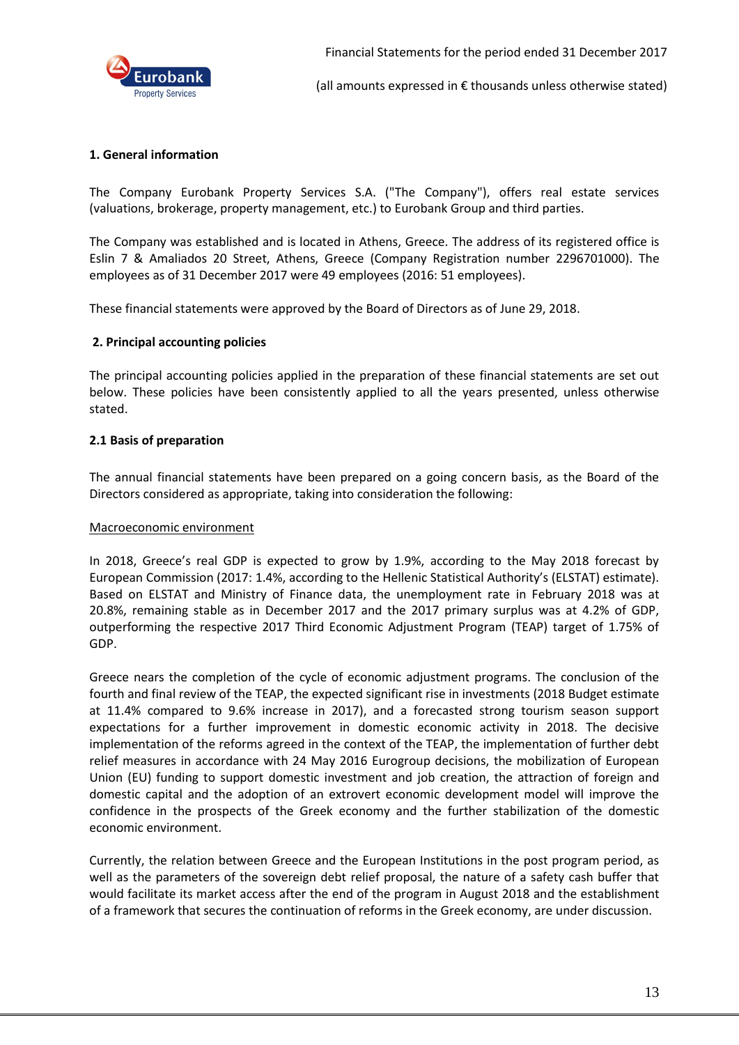## 1. General information

The Company Eurobank Property Services S.A. ("The Company"), offers real estate services (valuations, brokerage, property management, etc.) to Eurobank Group and third parties.

The Company was established and is located in Athens, Greece. The address of its registered office is Eslin 7 & Amaliados 20 Street, Athens, Greece (Company Registration number 2296701000). The employees as of 31 December 2017 were 49 employees (2016: 51 employees).

These financial statements were approved by the Board of Directors as of June 29, 2018.

## 2. Principal accounting policies

The principal accounting policies applied in the preparation of these financial statements are set out below. These policies have been consistently applied to all the years presented, unless otherwise stated.

### 2.1 Basis of preparation

The annual financial statements have been prepared on a going concern basis, as the Board of the Directors considered as appropriate, taking into consideration the following:

Macroeconomic environment

In 2018, Greece's real GDP is expected to grow by 1.9%, according to the May 2018 forecast by European Commission (2017: 1.4%, according to the Hellenic Statistical Authority's (ELSTAT) estimate). Based on ELSTAT and Ministry of Finance data, the unemployment rate in February 2018 was at 20.8%, remaining stable as in December 2017 and the 2017 primary surplus was at 4.2% of GDP, outperforming the respective 2017 Third Economic Adjustment Program (TEAP) target of 1.75% of GDP.

Greece nears the completion of the cycle of economic adjustment programs. The conclusion of the fourth and final review of the TEAP, the expected significant rise in investments (2018 Budget estimate at 11.4% compared to 9.6% increase in 2017), and a forecasted strong tourism season support expectations for a further improvement in domestic economic activity in 2018. The decisive implementation of the reforms agreed in the context of the TEAP, the implementation of further debt relief measures in accordance with 24 May 2016 Eurogroup decisions, the mobilization of European Union (EU) funding to support domestic investment and job creation, the attraction of foreign and domestic capital and the adoption of an extrovert economic development model will improve the confidence in the prospects of the Greek economy and the further stabilization of the domestic economic environment.

Currently, the relation between Greece and the European Institutions in the post program period, as well as the parameters of the sovereign debt relief proposal, the nature of a safety cash buffer that would facilitate its market access after the end of the program in August 2018 and the establishment of a framework that secures the continuation of reforms in the Greek economy, are under discussion.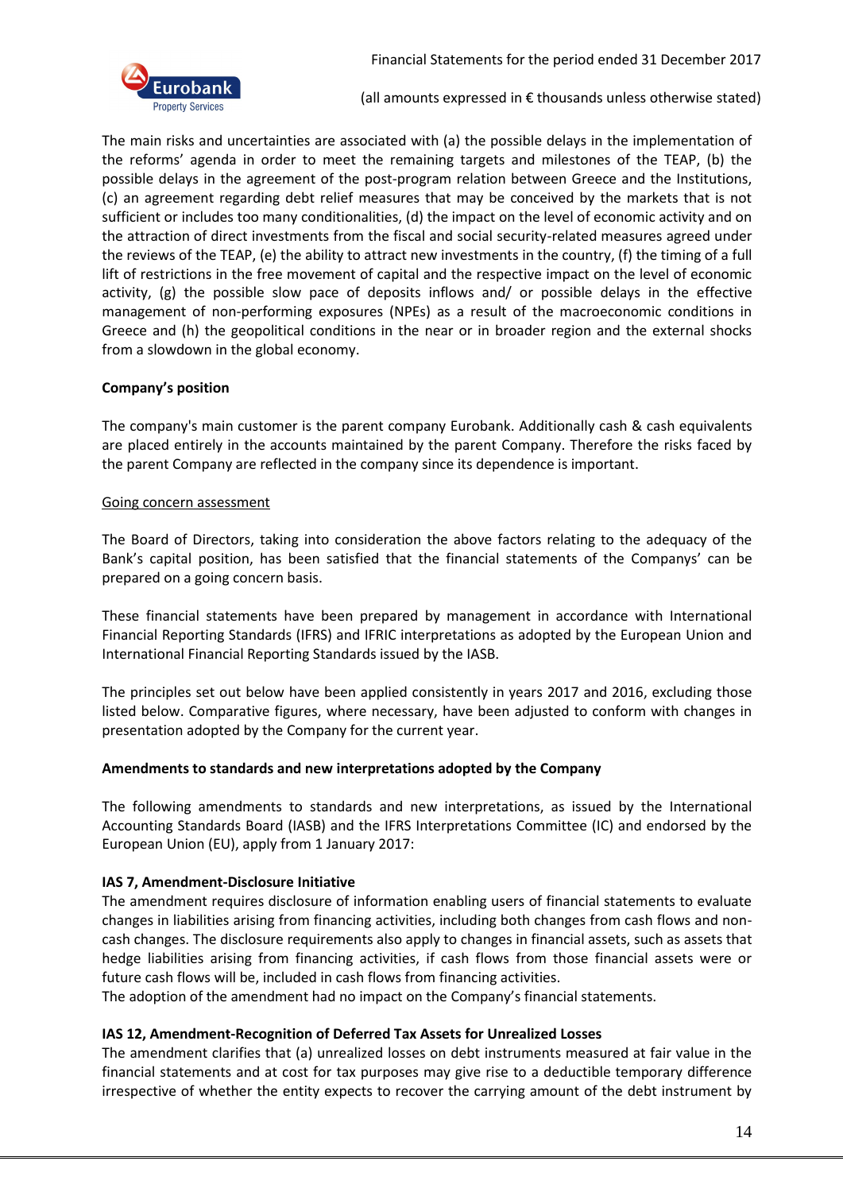The main risks and uncertainties are associated with (a) the possible delays in the implementation of the reforms' agenda in order to meet the remaining targets and milestones of the TEAP, (b) the possible delays in the agreement of the post-program relation between Greece and the Institutions, (c) an agreement regarding debt relief measures that may be conceived by the markets that is not sufficient or includes too many conditionalities, (d) the impact on the level of economic activity and on the attraction of direct investments from the fiscal and social security-related measures agreed under the reviews of the TEAP, (e) the ability to attract new investments in the country, (f) the timing of a full lift of restrictions in the free movement of capital and the respective impact on the level of economic activity, (g) the possible slow pace of deposits inflows and/ or possible delays in the effective management of non-performing exposures (NPEs) as a result of the macroeconomic conditions in Greece and (h) the geopolitical conditions in the near or in broader region and the external shocks from a slowdown in the global economy.

**Company's position**

The company's main customer is the parent company Eurobank. Additionally cash & cash equivalents are placed entirely in the accounts maintained by the parent Company. Therefore the risks faced by the parent Company are reflected in the company since its dependence is important.

<u>Going concern assessment</u>

The Board of Directors, taking into consideration the above factors relating to the adequacy of the Bank's capital position, has been satisfied that the financial statements of the Companys' can be prepared on a going concern basis.

These financial statements have been prepared by management in accordance with International Financial Reporting Standards (IFRS) and IFRIC interpretations as adopted by the European Union and International Financial Reporting Standards issued by the IASB.

The principles set out below have been applied consistently in years 2017 and 2016, excluding those listed below. Comparative figures, where necessary, have been adjusted to conform with changes in presentation adopted by the Company for the current year.

**Amendments to standards and new interpretations adopted by the Company**

The following amendments to standards and new interpretations, as issued by the International Accounting Standards Board (IASB) and the IFRS Interpretations Committee (IC) and endorsed by the European Union (EU), apply from 1 January 2017:

**IAS 7, Amendment-Disclosure Initiative**

The amendment requires disclosure of information enabling users of financial statements to evaluate changes in liabilities arising from financing activities, including both changes from cash flows and non-cash changes. The disclosure requirements also apply to changes in financial assets, such as assets that hedge liabilities arising from financing activities, if cash flows from those financial assets were or future cash flows will be, included in cash flows from financing activities.

The adoption of the amendment had no impact on the Company's financial statements.

**IAS 12, Amendment-Recognition of Deferred Tax Assets for Unrealized Losses**

The amendment clarifies that (a) unrealized losses on debt instruments measured at fair value in the financial statements and at cost for tax purposes may give rise to a deductible temporary difference irrespective of whether the entity expects to recover the carrying amount of the debt instrument by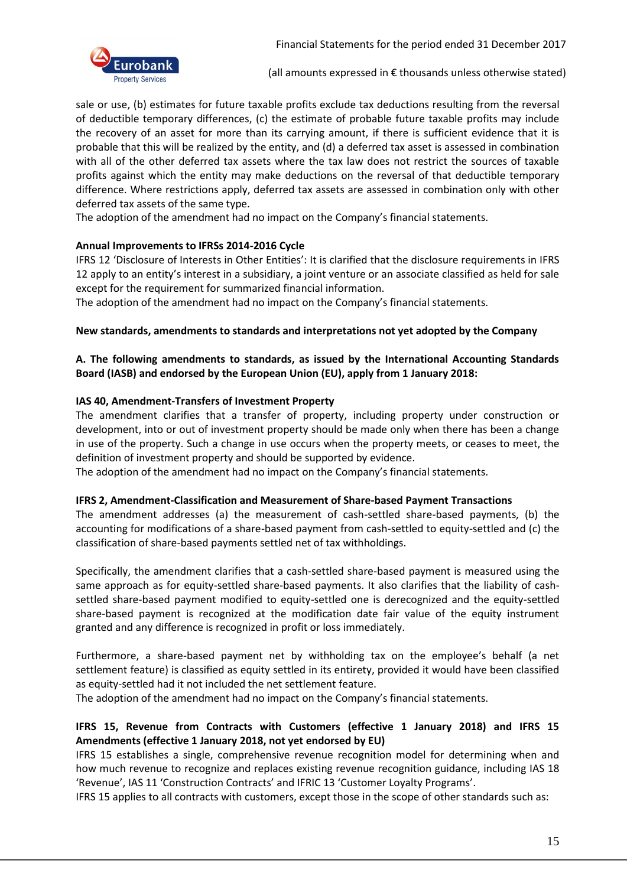sale or use, (b) estimates for future taxable profits exclude tax deductions resulting from the reversal of deductible temporary differences, (c) the estimate of probable future taxable profits may include the recovery of an asset for more than its carrying amount, if there is sufficient evidence that it is probable that this will be realized by the entity, and (d) a deferred tax asset is assessed in combination with all of the other deferred tax assets where the tax law does not restrict the sources of taxable profits against which the entity may make deductions on the reversal of that deductible temporary difference. Where restrictions apply, deferred tax assets are assessed in combination only with other deferred tax assets of the same type.
The adoption of the amendment had no impact on the Company's financial statements.

**Annual Improvements to IFRSs 2014-2016 Cycle**
IFRS 12 'Disclosure of Interests in Other Entities': It is clarified that the disclosure requirements in IFRS 12 apply to an entity's interest in a subsidiary, a joint venture or an associate classified as held for sale except for the requirement for summarized financial information.
The adoption of the amendment had no impact on the Company's financial statements.

**New standards, amendments to standards and interpretations not yet adopted by the Company**

**A. The following amendments to standards, as issued by the International Accounting Standards Board (IASB) and endorsed by the European Union (EU), apply from 1 January 2018:**

**IAS 40, Amendment-Transfers of Investment Property**
The amendment clarifies that a transfer of property, including property under construction or development, into or out of investment property should be made only when there has been a change in use of the property. Such a change in use occurs when the property meets, or ceases to meet, the definition of investment property and should be supported by evidence.
The adoption of the amendment had no impact on the Company's financial statements.

**IFRS 2, Amendment-Classification and Measurement of Share-based Payment Transactions**
The amendment addresses (a) the measurement of cash-settled share-based payments, (b) the accounting for modifications of a share-based payment from cash-settled to equity-settled and (c) the classification of share-based payments settled net of tax withholdings.

Specifically, the amendment clarifies that a cash-settled share-based payment is measured using the same approach as for equity-settled share-based payments. It also clarifies that the liability of cash-settled share-based payment modified to equity-settled one is derecognized and the equity-settled share-based payment is recognized at the modification date fair value of the equity instrument granted and any difference is recognized in profit or loss immediately.

Furthermore, a share-based payment net by withholding tax on the employee's behalf (a net settlement feature) is classified as equity settled in its entirety, provided it would have been classified as equity-settled had it not included the net settlement feature.
The adoption of the amendment had no impact on the Company's financial statements.

**IFRS 15, Revenue from Contracts with Customers (effective 1 January 2018) and IFRS 15 Amendments (effective 1 January 2018, not yet endorsed by EU)**
IFRS 15 establishes a single, comprehensive revenue recognition model for determining when and how much revenue to recognize and replaces existing revenue recognition guidance, including IAS 18 'Revenue', IAS 11 'Construction Contracts' and IFRIC 13 'Customer Loyalty Programs'.
IFRS 15 applies to all contracts with customers, except those in the scope of other standards such as: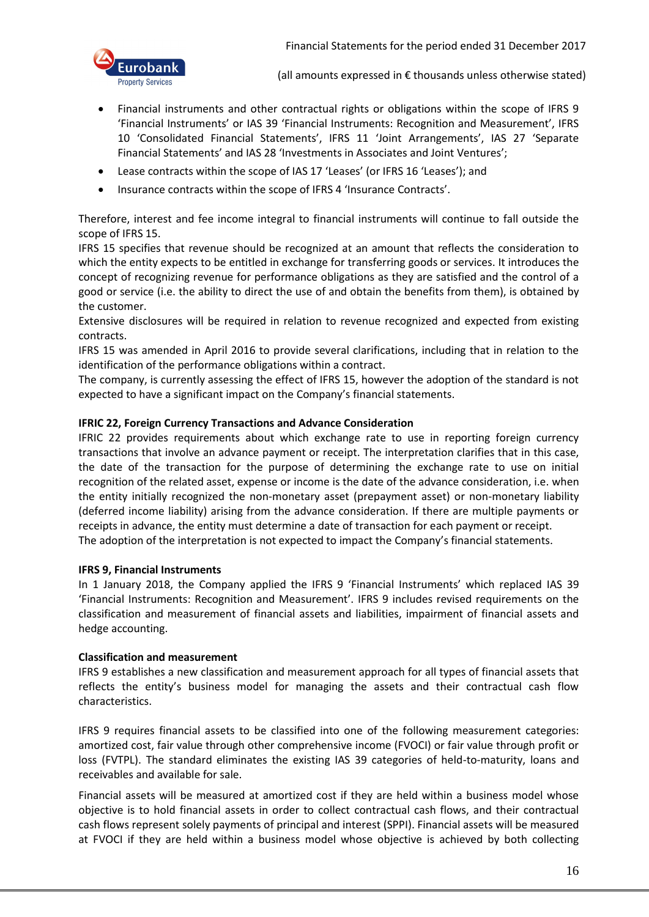- Financial instruments and other contractual rights or obligations within the scope of IFRS 9 'Financial Instruments' or IAS 39 'Financial Instruments: Recognition and Measurement', IFRS 10 'Consolidated Financial Statements', IFRS 11 'Joint Arrangements', IAS 27 'Separate Financial Statements' and IAS 28 'Investments in Associates and Joint Ventures';
- Lease contracts within the scope of IAS 17 'Leases' (or IFRS 16 'Leases'); and
- Insurance contracts within the scope of IFRS 4 'Insurance Contracts'.

Therefore, interest and fee income integral to financial instruments will continue to fall outside the scope of IFRS 15.
IFRS 15 specifies that revenue should be recognized at an amount that reflects the consideration to which the entity expects to be entitled in exchange for transferring goods or services. It introduces the concept of recognizing revenue for performance obligations as they are satisfied and the control of a good or service (i.e. the ability to direct the use of and obtain the benefits from them), is obtained by the customer.
Extensive disclosures will be required in relation to revenue recognized and expected from existing contracts.
IFRS 15 was amended in April 2016 to provide several clarifications, including that in relation to the identification of the performance obligations within a contract.
The company, is currently assessing the effect of IFRS 15, however the adoption of the standard is not expected to have a significant impact on the Company's financial statements.

**IFRIC 22, Foreign Currency Transactions and Advance Consideration**
IFRIC 22 provides requirements about which exchange rate to use in reporting foreign currency transactions that involve an advance payment or receipt. The interpretation clarifies that in this case, the date of the transaction for the purpose of determining the exchange rate to use on initial recognition of the related asset, expense or income is the date of the advance consideration, i.e. when the entity initially recognized the non-monetary asset (prepayment asset) or non-monetary liability (deferred income liability) arising from the advance consideration. If there are multiple payments or receipts in advance, the entity must determine a date of transaction for each payment or receipt.
The adoption of the interpretation is not expected to impact the Company's financial statements.

**IFRS 9, Financial Instruments**
In 1 January 2018, the Company applied the IFRS 9 'Financial Instruments' which replaced IAS 39 'Financial Instruments: Recognition and Measurement'. IFRS 9 includes revised requirements on the classification and measurement of financial assets and liabilities, impairment of financial assets and hedge accounting.

**Classification and measurement**
IFRS 9 establishes a new classification and measurement approach for all types of financial assets that reflects the entity's business model for managing the assets and their contractual cash flow characteristics.

IFRS 9 requires financial assets to be classified into one of the following measurement categories: amortized cost, fair value through other comprehensive income (FVOCI) or fair value through profit or loss (FVTPL). The standard eliminates the existing IAS 39 categories of held-to-maturity, loans and receivables and available for sale.

Financial assets will be measured at amortized cost if they are held within a business model whose objective is to hold financial assets in order to collect contractual cash flows, and their contractual cash flows represent solely payments of principal and interest (SPPI). Financial assets will be measured at FVOCI if they are held within a business model whose objective is achieved by both collecting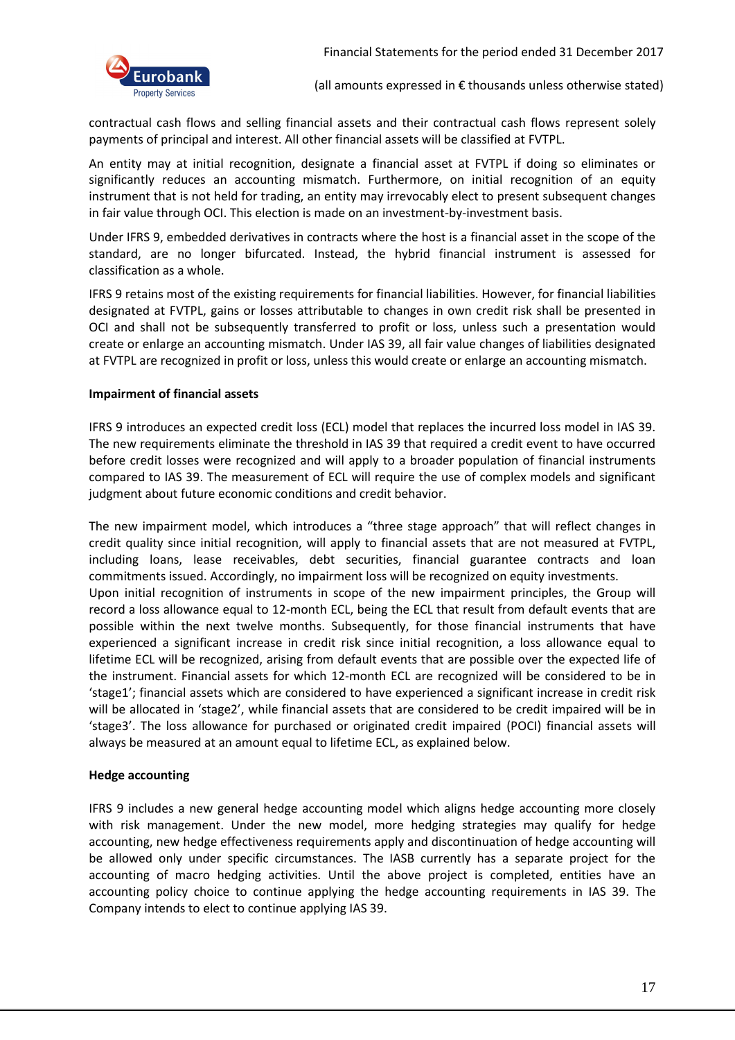contractual cash flows and selling financial assets and their contractual cash flows represent solely payments of principal and interest. All other financial assets will be classified at FVTPL.

An entity may at initial recognition, designate a financial asset at FVTPL if doing so eliminates or significantly reduces an accounting mismatch. Furthermore, on initial recognition of an equity instrument that is not held for trading, an entity may irrevocably elect to present subsequent changes in fair value through OCI. This election is made on an investment-by-investment basis.

Under IFRS 9, embedded derivatives in contracts where the host is a financial asset in the scope of the standard, are no longer bifurcated. Instead, the hybrid financial instrument is assessed for classification as a whole.

IFRS 9 retains most of the existing requirements for financial liabilities. However, for financial liabilities designated at FVTPL, gains or losses attributable to changes in own credit risk shall be presented in OCI and shall not be subsequently transferred to profit or loss, unless such a presentation would create or enlarge an accounting mismatch. Under IAS 39, all fair value changes of liabilities designated at FVTPL are recognized in profit or loss, unless this would create or enlarge an accounting mismatch.

**Impairment of financial assets**

IFRS 9 introduces an expected credit loss (ECL) model that replaces the incurred loss model in IAS 39. The new requirements eliminate the threshold in IAS 39 that required a credit event to have occurred before credit losses were recognized and will apply to a broader population of financial instruments compared to IAS 39. The measurement of ECL will require the use of complex models and significant judgment about future economic conditions and credit behavior.

The new impairment model, which introduces a "three stage approach" that will reflect changes in credit quality since initial recognition, will apply to financial assets that are not measured at FVTPL, including loans, lease receivables, debt securities, financial guarantee contracts and loan commitments issued. Accordingly, no impairment loss will be recognized on equity investments.
Upon initial recognition of instruments in scope of the new impairment principles, the Group will record a loss allowance equal to 12-month ECL, being the ECL that result from default events that are possible within the next twelve months. Subsequently, for those financial instruments that have experienced a significant increase in credit risk since initial recognition, a loss allowance equal to lifetime ECL will be recognized, arising from default events that are possible over the expected life of the instrument. Financial assets for which 12-month ECL are recognized will be considered to be in 'stage1'; financial assets which are considered to have experienced a significant increase in credit risk will be allocated in 'stage2', while financial assets that are considered to be credit impaired will be in 'stage3'. The loss allowance for purchased or originated credit impaired (POCI) financial assets will always be measured at an amount equal to lifetime ECL, as explained below.

**Hedge accounting**

IFRS 9 includes a new general hedge accounting model which aligns hedge accounting more closely with risk management. Under the new model, more hedging strategies may qualify for hedge accounting, new hedge effectiveness requirements apply and discontinuation of hedge accounting will be allowed only under specific circumstances. The IASB currently has a separate project for the accounting of macro hedging activities. Until the above project is completed, entities have an accounting policy choice to continue applying the hedge accounting requirements in IAS 39. The Company intends to elect to continue applying IAS 39.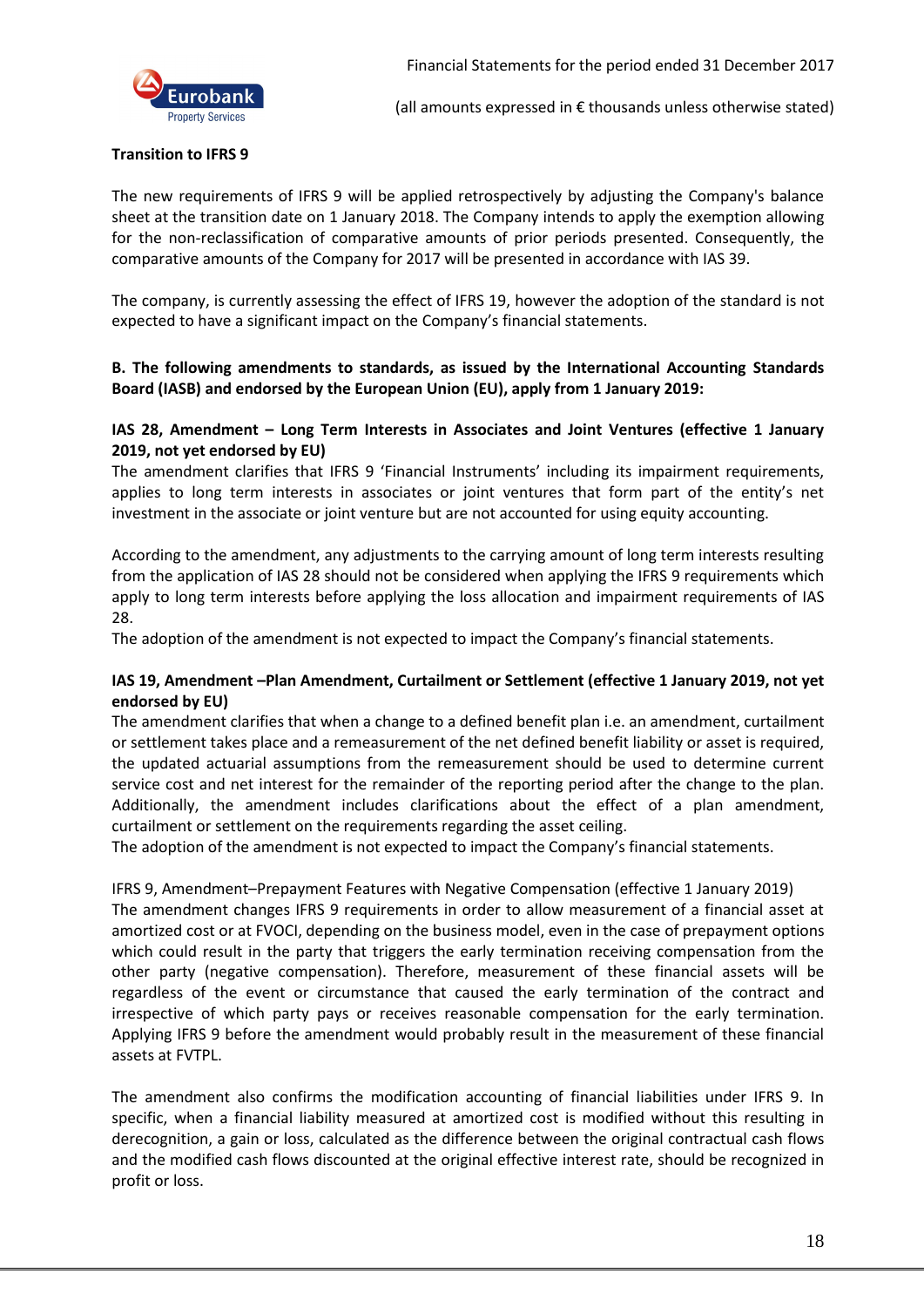**Transition to IFRS 9**

The new requirements of IFRS 9 will be applied retrospectively by adjusting the Company's balance sheet at the transition date on 1 January 2018. The Company intends to apply the exemption allowing for the non-reclassification of comparative amounts of prior periods presented. Consequently, the comparative amounts of the Company for 2017 will be presented in accordance with IAS 39.

The company, is currently assessing the effect of IFRS 19, however the adoption of the standard is not expected to have a significant impact on the Company's financial statements.

**B. The following amendments to standards, as issued by the International Accounting Standards Board (IASB) and endorsed by the European Union (EU), apply from 1 January 2019:**

**IAS 28, Amendment – Long Term Interests in Associates and Joint Ventures (effective 1 January 2019, not yet endorsed by EU)**
The amendment clarifies that IFRS 9 'Financial Instruments' including its impairment requirements, applies to long term interests in associates or joint ventures that form part of the entity's net investment in the associate or joint venture but are not accounted for using equity accounting.

According to the amendment, any adjustments to the carrying amount of long term interests resulting from the application of IAS 28 should not be considered when applying the IFRS 9 requirements which apply to long term interests before applying the loss allocation and impairment requirements of IAS 28.
The adoption of the amendment is not expected to impact the Company's financial statements.

**IAS 19, Amendment –Plan Amendment, Curtailment or Settlement (effective 1 January 2019, not yet endorsed by EU)**
The amendment clarifies that when a change to a defined benefit plan i.e. an amendment, curtailment or settlement takes place and a remeasurement of the net defined benefit liability or asset is required, the updated actuarial assumptions from the remeasurement should be used to determine current service cost and net interest for the remainder of the reporting period after the change to the plan. Additionally, the amendment includes clarifications about the effect of a plan amendment, curtailment or settlement on the requirements regarding the asset ceiling.
The adoption of the amendment is not expected to impact the Company's financial statements.

IFRS 9, Amendment–Prepayment Features with Negative Compensation (effective 1 January 2019)
The amendment changes IFRS 9 requirements in order to allow measurement of a financial asset at amortized cost or at FVOCI, depending on the business model, even in the case of prepayment options which could result in the party that triggers the early termination receiving compensation from the other party (negative compensation). Therefore, measurement of these financial assets will be regardless of the event or circumstance that caused the early termination of the contract and irrespective of which party pays or receives reasonable compensation for the early termination. Applying IFRS 9 before the amendment would probably result in the measurement of these financial assets at FVTPL.

The amendment also confirms the modification accounting of financial liabilities under IFRS 9. In specific, when a financial liability measured at amortized cost is modified without this resulting in derecognition, a gain or loss, calculated as the difference between the original contractual cash flows and the modified cash flows discounted at the original effective interest rate, should be recognized in profit or loss.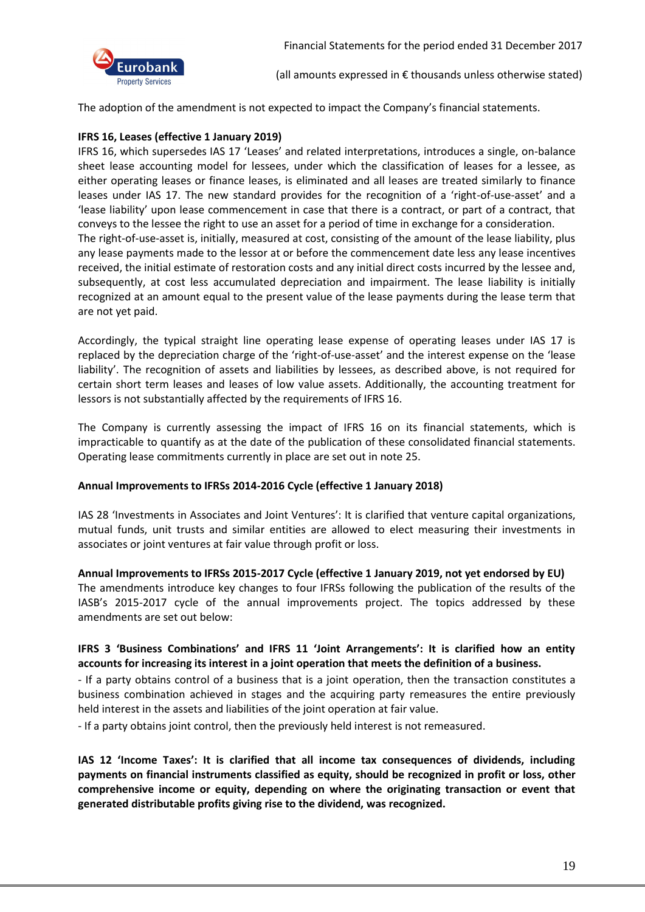The adoption of the amendment is not expected to impact the Company's financial statements.

**IFRS 16, Leases (effective 1 January 2019)**

IFRS 16, which supersedes IAS 17 'Leases' and related interpretations, introduces a single, on-balance sheet lease accounting model for lessees, under which the classification of leases for a lessee, as either operating leases or finance leases, is eliminated and all leases are treated similarly to finance leases under IAS 17. The new standard provides for the recognition of a 'right-of-use-asset' and a 'lease liability' upon lease commencement in case that there is a contract, or part of a contract, that conveys to the lessee the right to use an asset for a period of time in exchange for a consideration.

The right-of-use-asset is, initially, measured at cost, consisting of the amount of the lease liability, plus any lease payments made to the lessor at or before the commencement date less any lease incentives received, the initial estimate of restoration costs and any initial direct costs incurred by the lessee and, subsequently, at cost less accumulated depreciation and impairment. The lease liability is initially recognized at an amount equal to the present value of the lease payments during the lease term that are not yet paid.

Accordingly, the typical straight line operating lease expense of operating leases under IAS 17 is replaced by the depreciation charge of the 'right-of-use-asset' and the interest expense on the 'lease liability'. The recognition of assets and liabilities by lessees, as described above, is not required for certain short term leases and leases of low value assets. Additionally, the accounting treatment for lessors is not substantially affected by the requirements of IFRS 16.

The Company is currently assessing the impact of IFRS 16 on its financial statements, which is impracticable to quantify as at the date of the publication of these consolidated financial statements. Operating lease commitments currently in place are set out in note 25.

**Annual Improvements to IFRSs 2014-2016 Cycle (effective 1 January 2018)**

IAS 28 'Investments in Associates and Joint Ventures': It is clarified that venture capital organizations, mutual funds, unit trusts and similar entities are allowed to elect measuring their investments in associates or joint ventures at fair value through profit or loss.

**Annual Improvements to IFRSs 2015-2017 Cycle (effective 1 January 2019, not yet endorsed by EU)**

The amendments introduce key changes to four IFRSs following the publication of the results of the IASB's 2015-2017 cycle of the annual improvements project. The topics addressed by these amendments are set out below:

**IFRS 3 'Business Combinations' and IFRS 11 'Joint Arrangements': It is clarified how an entity accounts for increasing its interest in a joint operation that meets the definition of a business.**

- If a party obtains control of a business that is a joint operation, then the transaction constitutes a business combination achieved in stages and the acquiring party remeasures the entire previously held interest in the assets and liabilities of the joint operation at fair value.
- If a party obtains joint control, then the previously held interest is not remeasured.

**IAS 12 'Income Taxes': It is clarified that all income tax consequences of dividends, including payments on financial instruments classified as equity, should be recognized in profit or loss, other comprehensive income or equity, depending on where the originating transaction or event that generated distributable profits giving rise to the dividend, was recognized.**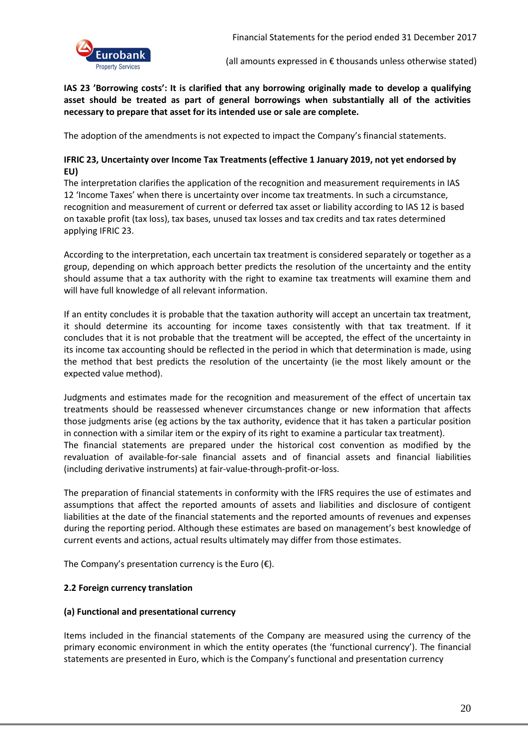**IAS 23 'Borrowing costs': It is clarified that any borrowing originally made to develop a qualifying asset should be treated as part of general borrowings when substantially all of the activities necessary to prepare that asset for its intended use or sale are complete.**

The adoption of the amendments is not expected to impact the Company's financial statements.

**IFRIC 23, Uncertainty over Income Tax Treatments (effective 1 January 2019, not yet endorsed by EU)**

The interpretation clarifies the application of the recognition and measurement requirements in IAS 12 'Income Taxes' when there is uncertainty over income tax treatments. In such a circumstance, recognition and measurement of current or deferred tax asset or liability according to IAS 12 is based on taxable profit (tax loss), tax bases, unused tax losses and tax credits and tax rates determined applying IFRIC 23.

According to the interpretation, each uncertain tax treatment is considered separately or together as a group, depending on which approach better predicts the resolution of the uncertainty and the entity should assume that a tax authority with the right to examine tax treatments will examine them and will have full knowledge of all relevant information.

If an entity concludes it is probable that the taxation authority will accept an uncertain tax treatment, it should determine its accounting for income taxes consistently with that tax treatment. If it concludes that it is not probable that the treatment will be accepted, the effect of the uncertainty in its income tax accounting should be reflected in the period in which that determination is made, using the method that best predicts the resolution of the uncertainty (ie the most likely amount or the expected value method).

Judgments and estimates made for the recognition and measurement of the effect of uncertain tax treatments should be reassessed whenever circumstances change or new information that affects those judgments arise (eg actions by the tax authority, evidence that it has taken a particular position in connection with a similar item or the expiry of its right to examine a particular tax treatment).
The financial statements are prepared under the historical cost convention as modified by the revaluation of available-for-sale financial assets and of financial assets and financial liabilities (including derivative instruments) at fair-value-through-profit-or-loss.

The preparation of financial statements in conformity with the IFRS requires the use of estimates and assumptions that affect the reported amounts of assets and liabilities and disclosure of contigent liabilities at the date of the financial statements and the reported amounts of revenues and expenses during the reporting period. Although these estimates are based on management's best knowledge of current events and actions, actual results ultimately may differ from those estimates.

The Company's presentation currency is the Euro (€).

### 2.2 Foreign currency translation

#### (a) Functional and presentational currency

Items included in the financial statements of the Company are measured using the currency of the primary economic environment in which the entity operates (the 'functional currency'). The financial statements are presented in Euro, which is the Company's functional and presentation currency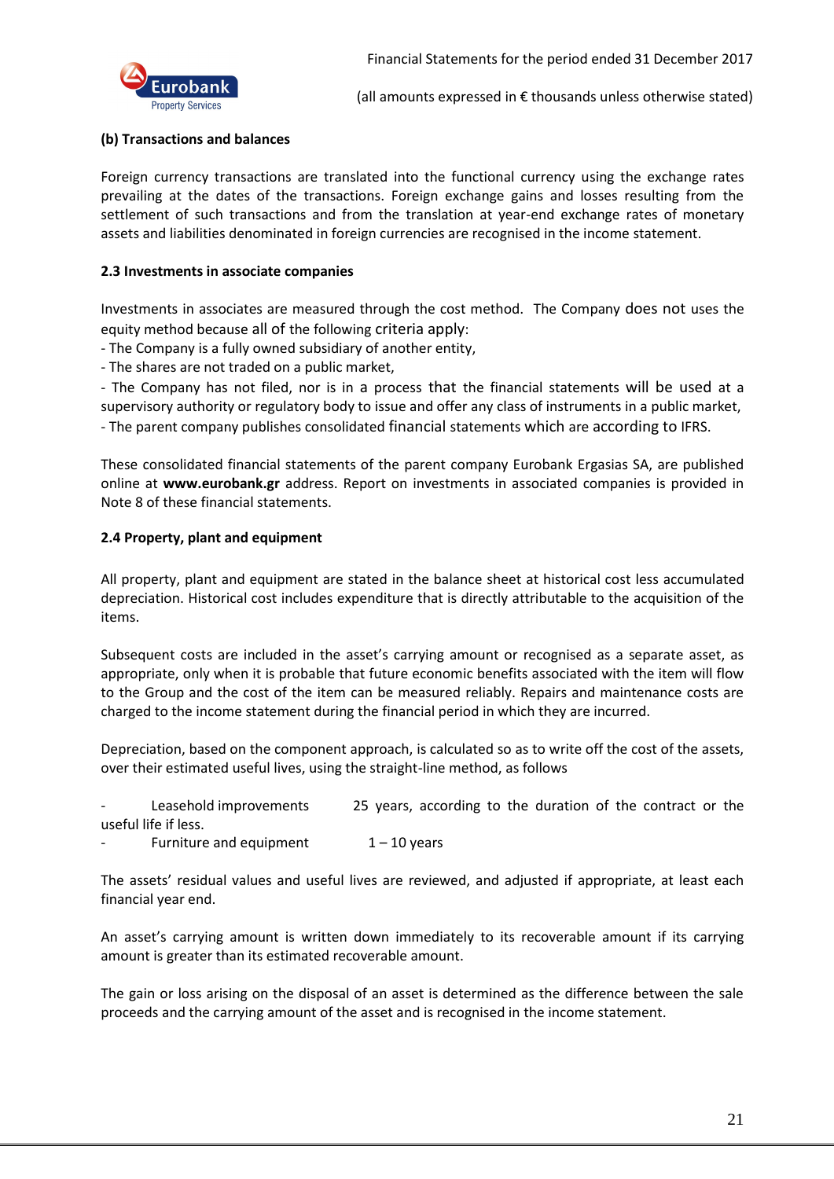**(b) Transactions and balances**

Foreign currency transactions are translated into the functional currency using the exchange rates prevailing at the dates of the transactions. Foreign exchange gains and losses resulting from the settlement of such transactions and from the translation at year-end exchange rates of monetary assets and liabilities denominated in foreign currencies are recognised in the income statement.

**2.3 Investments in associate companies**

Investments in associates are measured through the cost method. The Company does not uses the equity method because all of the following criteria apply:
- The Company is a fully owned subsidiary of another entity,
- The shares are not traded on a public market,
- The Company has not filed, nor is in a process that the financial statements will be used at a supervisory authority or regulatory body to issue and offer any class of instruments in a public market,
- The parent company publishes consolidated financial statements which are according to IFRS.

These consolidated financial statements of the parent company Eurobank Ergasias SA, are published online at **www.eurobank.gr** address. Report on investments in associated companies is provided in Note 8 of these financial statements.

**2.4 Property, plant and equipment**

All property, plant and equipment are stated in the balance sheet at historical cost less accumulated depreciation. Historical cost includes expenditure that is directly attributable to the acquisition of the items.

Subsequent costs are included in the asset's carrying amount or recognised as a separate asset, as appropriate, only when it is probable that future economic benefits associated with the item will flow to the Group and the cost of the item can be measured reliably. Repairs and maintenance costs are charged to the income statement during the financial period in which they are incurred.

Depreciation, based on the component approach, is calculated so as to write off the cost of the assets, over their estimated useful lives, using the straight-line method, as follows

- Leasehold improvements 25 years, according to the duration of the contract or the useful life if less.
- Furniture and equipment 1 – 10 years

The assets' residual values and useful lives are reviewed, and adjusted if appropriate, at least each financial year end.

An asset's carrying amount is written down immediately to its recoverable amount if its carrying amount is greater than its estimated recoverable amount.

The gain or loss arising on the disposal of an asset is determined as the difference between the sale proceeds and the carrying amount of the asset and is recognised in the income statement.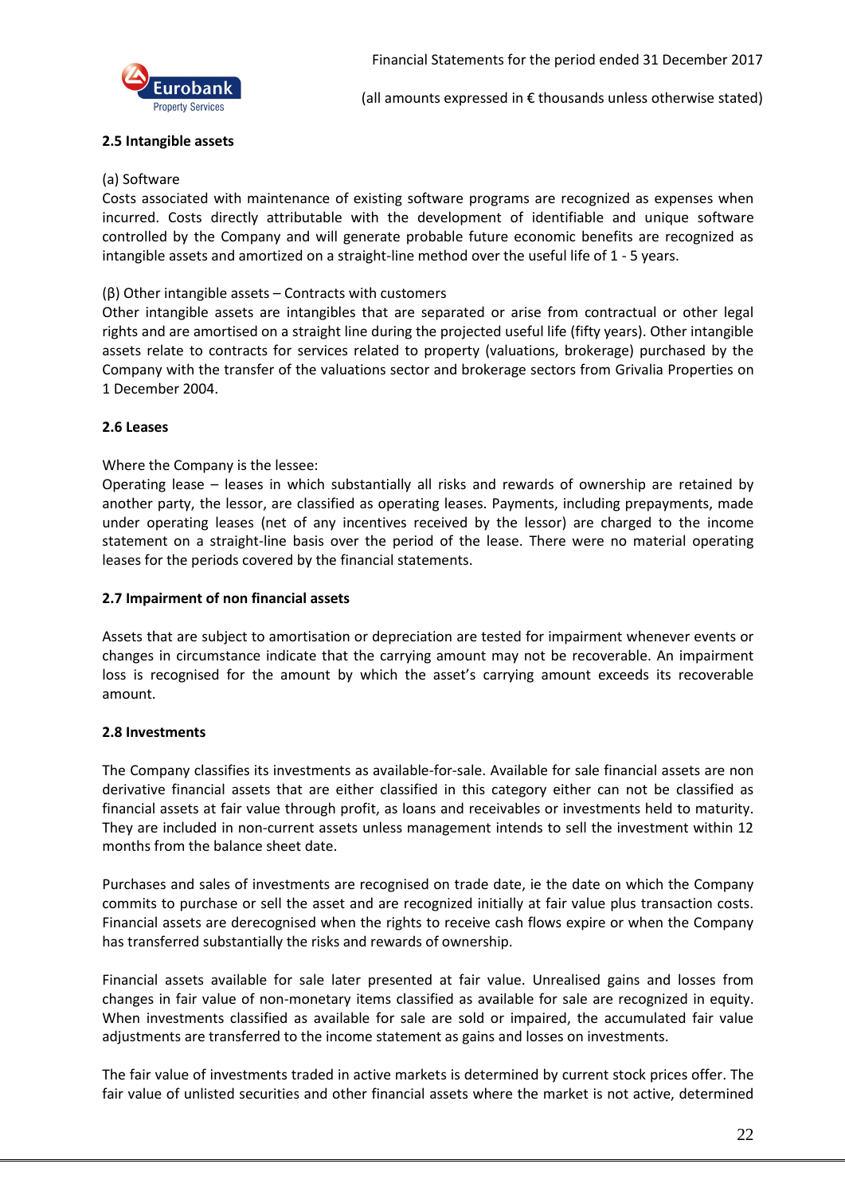### 2.5 Intangible assets

(a) Software

Costs associated with maintenance of existing software programs are recognized as expenses when incurred. Costs directly attributable with the development of identifiable and unique software controlled by the Company and will generate probable future economic benefits are recognized as intangible assets and amortized on a straight-line method over the useful life of 1 - 5 years.

(β) Other intangible assets – Contracts with customers

Other intangible assets are intangibles that are separated or arise from contractual or other legal rights and are amortised on a straight line during the projected useful life (fifty years). Other intangible assets relate to contracts for services related to property (valuations, brokerage) purchased by the Company with the transfer of the valuations sector and brokerage sectors from Grivalia Properties on 1 December 2004.

### 2.6 Leases

Where the Company is the lessee:

Operating lease – leases in which substantially all risks and rewards of ownership are retained by another party, the lessor, are classified as operating leases. Payments, including prepayments, made under operating leases (net of any incentives received by the lessor) are charged to the income statement on a straight-line basis over the period of the lease. There were no material operating leases for the periods covered by the financial statements.

### 2.7 Impairment of non financial assets

Assets that are subject to amortisation or depreciation are tested for impairment whenever events or changes in circumstance indicate that the carrying amount may not be recoverable. An impairment loss is recognised for the amount by which the asset's carrying amount exceeds its recoverable amount.

### 2.8 Investments

The Company classifies its investments as available-for-sale. Available for sale financial assets are non derivative financial assets that are either classified in this category either can not be classified as financial assets at fair value through profit, as loans and receivables or investments held to maturity. They are included in non-current assets unless management intends to sell the investment within 12 months from the balance sheet date.

Purchases and sales of investments are recognised on trade date, ie the date on which the Company commits to purchase or sell the asset and are recognized initially at fair value plus transaction costs. Financial assets are derecognised when the rights to receive cash flows expire or when the Company has transferred substantially the risks and rewards of ownership.

Financial assets available for sale later presented at fair value. Unrealised gains and losses from changes in fair value of non-monetary items classified as available for sale are recognized in equity. When investments classified as available for sale are sold or impaired, the accumulated fair value adjustments are transferred to the income statement as gains and losses on investments.

The fair value of investments traded in active markets is determined by current stock prices offer. The fair value of unlisted securities and other financial assets where the market is not active, determined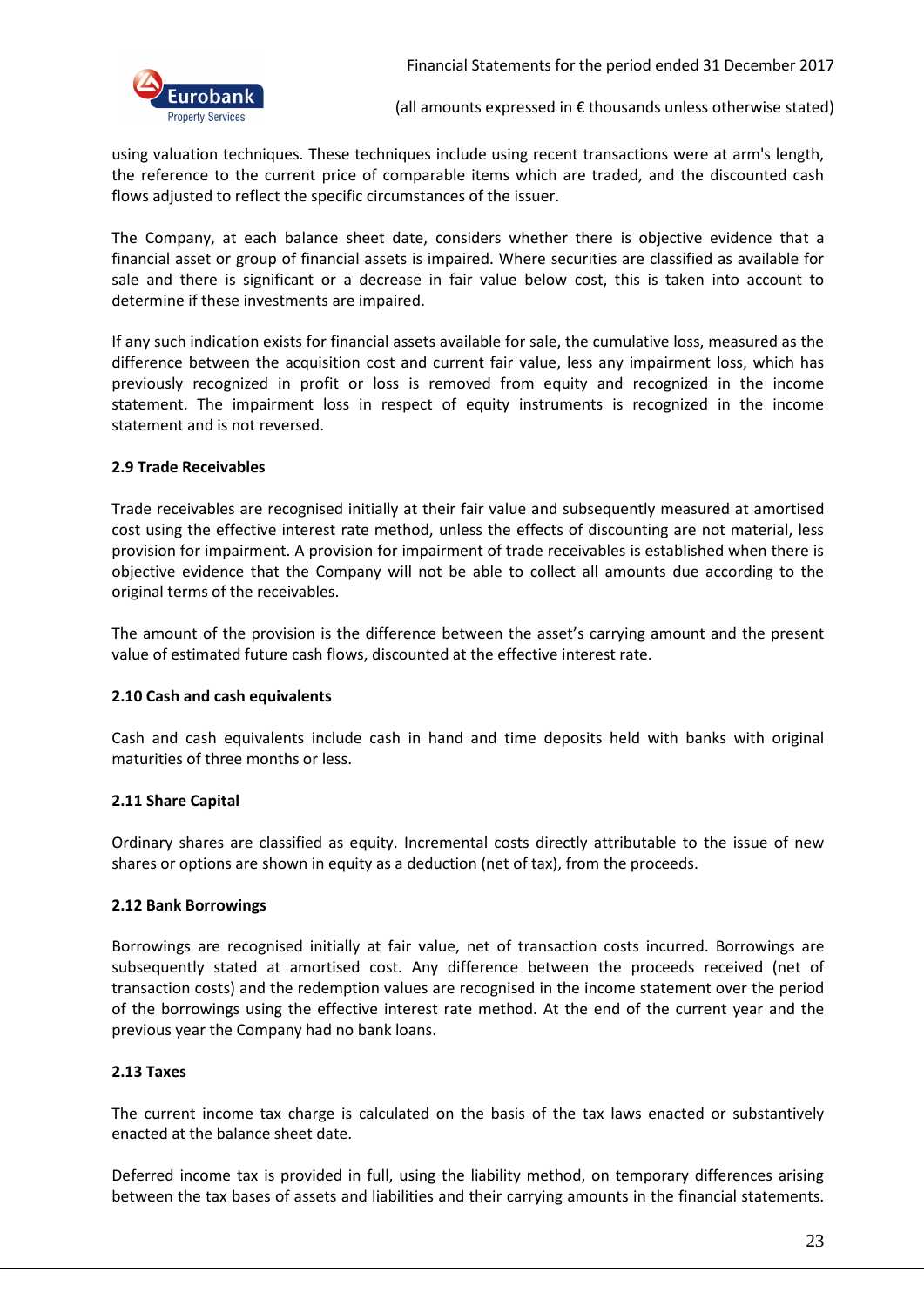using valuation techniques. These techniques include using recent transactions were at arm's length, the reference to the current price of comparable items which are traded, and the discounted cash flows adjusted to reflect the specific circumstances of the issuer.

The Company, at each balance sheet date, considers whether there is objective evidence that a financial asset or group of financial assets is impaired. Where securities are classified as available for sale and there is significant or a decrease in fair value below cost, this is taken into account to determine if these investments are impaired.

If any such indication exists for financial assets available for sale, the cumulative loss, measured as the difference between the acquisition cost and current fair value, less any impairment loss, which has previously recognized in profit or loss is removed from equity and recognized in the income statement. The impairment loss in respect of equity instruments is recognized in the income statement and is not reversed.

### 2.9 Trade Receivables

Trade receivables are recognised initially at their fair value and subsequently measured at amortised cost using the effective interest rate method, unless the effects of discounting are not material, less provision for impairment. A provision for impairment of trade receivables is established when there is objective evidence that the Company will not be able to collect all amounts due according to the original terms of the receivables.

The amount of the provision is the difference between the asset's carrying amount and the present value of estimated future cash flows, discounted at the effective interest rate.

### 2.10 Cash and cash equivalents

Cash and cash equivalents include cash in hand and time deposits held with banks with original maturities of three months or less.

### 2.11 Share Capital

Ordinary shares are classified as equity. Incremental costs directly attributable to the issue of new shares or options are shown in equity as a deduction (net of tax), from the proceeds.

### 2.12 Bank Borrowings

Borrowings are recognised initially at fair value, net of transaction costs incurred. Borrowings are subsequently stated at amortised cost. Any difference between the proceeds received (net of transaction costs) and the redemption values are recognised in the income statement over the period of the borrowings using the effective interest rate method. At the end of the current year and the previous year the Company had no bank loans.

### 2.13 Taxes

The current income tax charge is calculated on the basis of the tax laws enacted or substantively enacted at the balance sheet date.

Deferred income tax is provided in full, using the liability method, on temporary differences arising between the tax bases of assets and liabilities and their carrying amounts in the financial statements.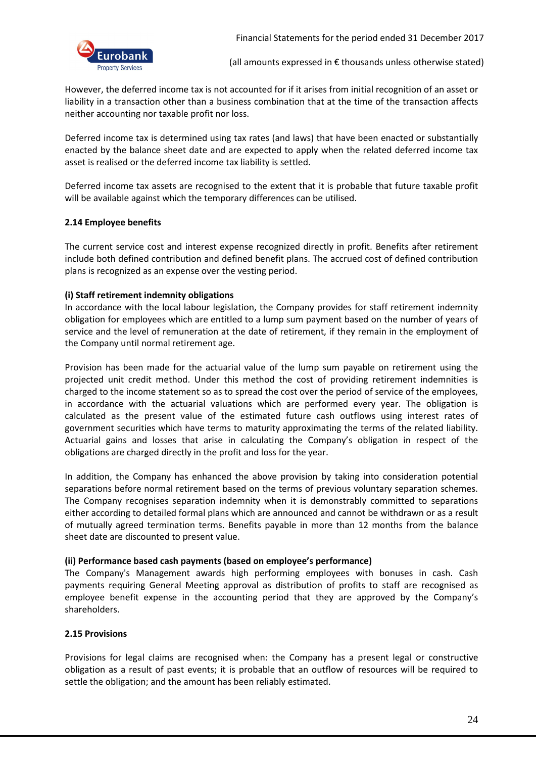However, the deferred income tax is not accounted for if it arises from initial recognition of an asset or liability in a transaction other than a business combination that at the time of the transaction affects neither accounting nor taxable profit nor loss.

Deferred income tax is determined using tax rates (and laws) that have been enacted or substantially enacted by the balance sheet date and are expected to apply when the related deferred income tax asset is realised or the deferred income tax liability is settled.

Deferred income tax assets are recognised to the extent that it is probable that future taxable profit will be available against which the temporary differences can be utilised.

### 2.14 Employee benefits

The current service cost and interest expense recognized directly in profit. Benefits after retirement include both defined contribution and defined benefit plans. The accrued cost of defined contribution plans is recognized as an expense over the vesting period.

**(i) Staff retirement indemnity obligations**

In accordance with the local labour legislation, the Company provides for staff retirement indemnity obligation for employees which are entitled to a lump sum payment based on the number of years of service and the level of remuneration at the date of retirement, if they remain in the employment of the Company until normal retirement age.

Provision has been made for the actuarial value of the lump sum payable on retirement using the projected unit credit method. Under this method the cost of providing retirement indemnities is charged to the income statement so as to spread the cost over the period of service of the employees, in accordance with the actuarial valuations which are performed every year. The obligation is calculated as the present value of the estimated future cash outflows using interest rates of government securities which have terms to maturity approximating the terms of the related liability. Actuarial gains and losses that arise in calculating the Company's obligation in respect of the obligations are charged directly in the profit and loss for the year.

In addition, the Company has enhanced the above provision by taking into consideration potential separations before normal retirement based on the terms of previous voluntary separation schemes. The Company recognises separation indemnity when it is demonstrably committed to separations either according to detailed formal plans which are announced and cannot be withdrawn or as a result of mutually agreed termination terms. Benefits payable in more than 12 months from the balance sheet date are discounted to present value.

**(ii) Performance based cash payments (based on employee's performance)**

The Company's Management awards high performing employees with bonuses in cash. Cash payments requiring General Meeting approval as distribution of profits to staff are recognised as employee benefit expense in the accounting period that they are approved by the Company's shareholders.

### 2.15 Provisions

Provisions for legal claims are recognised when: the Company has a present legal or constructive obligation as a result of past events; it is probable that an outflow of resources will be required to settle the obligation; and the amount has been reliably estimated.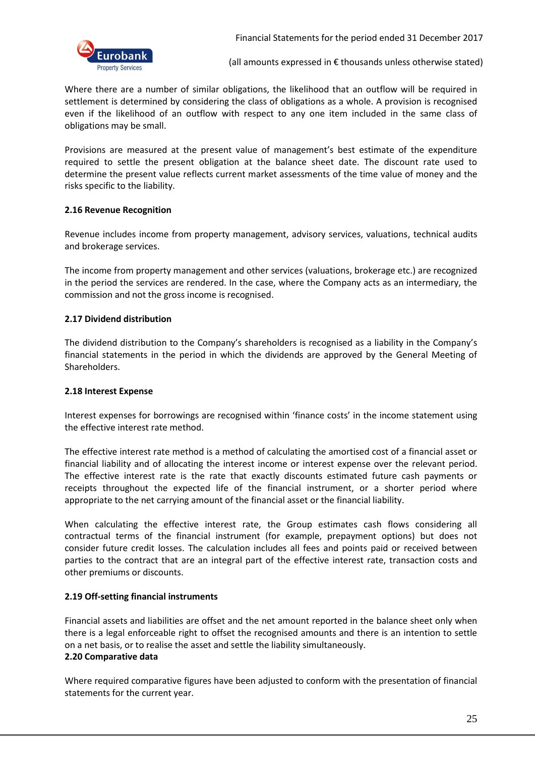Where there are a number of similar obligations, the likelihood that an outflow will be required in settlement is determined by considering the class of obligations as a whole. A provision is recognised even if the likelihood of an outflow with respect to any one item included in the same class of obligations may be small.

Provisions are measured at the present value of management's best estimate of the expenditure required to settle the present obligation at the balance sheet date. The discount rate used to determine the present value reflects current market assessments of the time value of money and the risks specific to the liability.

**2.16 Revenue Recognition**

Revenue includes income from property management, advisory services, valuations, technical audits and brokerage services.

The income from property management and other services (valuations, brokerage etc.) are recognized in the period the services are rendered. In the case, where the Company acts as an intermediary, the commission and not the gross income is recognised.

**2.17 Dividend distribution**

The dividend distribution to the Company's shareholders is recognised as a liability in the Company's financial statements in the period in which the dividends are approved by the General Meeting of Shareholders.

**2.18 Interest Expense**

Interest expenses for borrowings are recognised within 'finance costs' in the income statement using the effective interest rate method.

The effective interest rate method is a method of calculating the amortised cost of a financial asset or financial liability and of allocating the interest income or interest expense over the relevant period. The effective interest rate is the rate that exactly discounts estimated future cash payments or receipts throughout the expected life of the financial instrument, or a shorter period where appropriate to the net carrying amount of the financial asset or the financial liability.

When calculating the effective interest rate, the Group estimates cash flows considering all contractual terms of the financial instrument (for example, prepayment options) but does not consider future credit losses. The calculation includes all fees and points paid or received between parties to the contract that are an integral part of the effective interest rate, transaction costs and other premiums or discounts.

**2.19 Off-setting financial instruments**

Financial assets and liabilities are offset and the net amount reported in the balance sheet only when there is a legal enforceable right to offset the recognised amounts and there is an intention to settle on a net basis, or to realise the asset and settle the liability simultaneously.

**2.20 Comparative data**

Where required comparative figures have been adjusted to conform with the presentation of financial statements for the current year.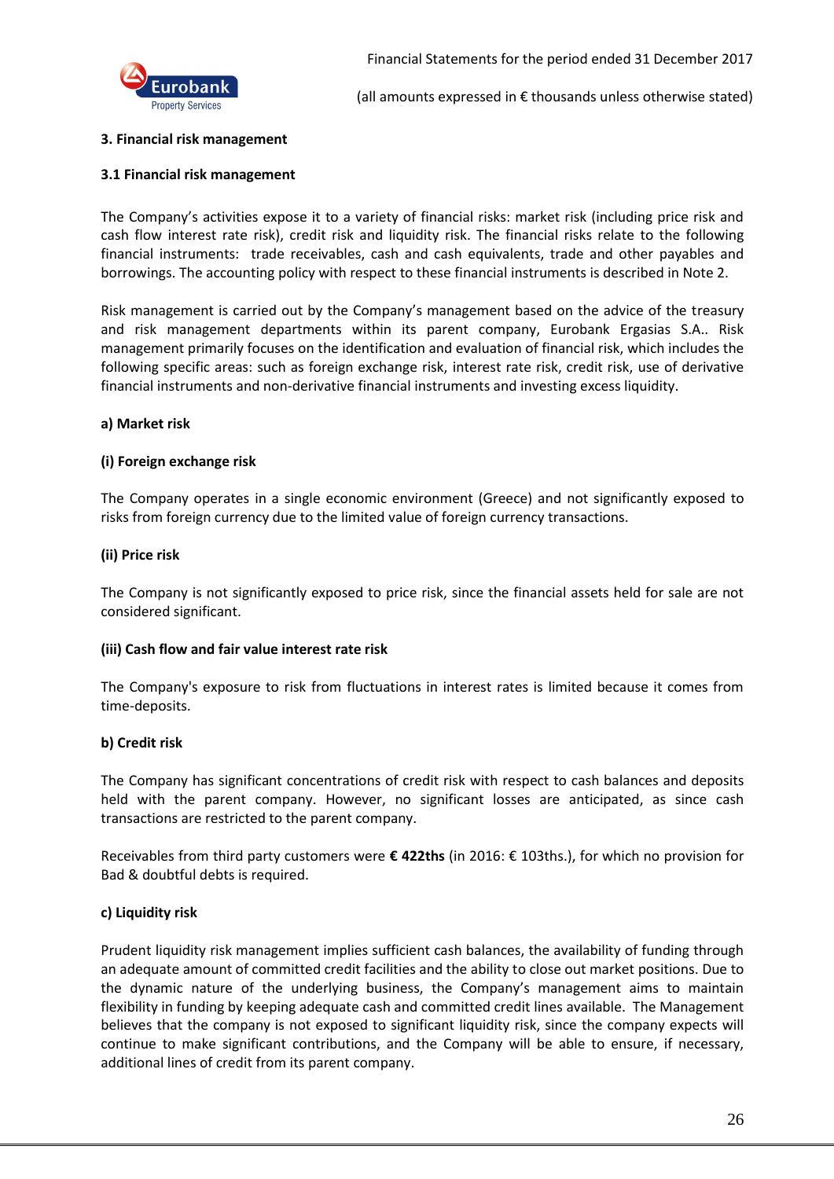## 3. Financial risk management

### 3.1 Financial risk management

The Company's activities expose it to a variety of financial risks: market risk (including price risk and cash flow interest rate risk), credit risk and liquidity risk. The financial risks relate to the following financial instruments: trade receivables, cash and cash equivalents, trade and other payables and borrowings. The accounting policy with respect to these financial instruments is described in Note 2.

Risk management is carried out by the Company's management based on the advice of the treasury and risk management departments within its parent company, Eurobank Ergasias S.A.. Risk management primarily focuses on the identification and evaluation of financial risk, which includes the following specific areas: such as foreign exchange risk, interest rate risk, credit risk, use of derivative financial instruments and non-derivative financial instruments and investing excess liquidity.

**a) Market risk**

**(i) Foreign exchange risk**

The Company operates in a single economic environment (Greece) and not significantly exposed to risks from foreign currency due to the limited value of foreign currency transactions.

**(ii) Price risk**

The Company is not significantly exposed to price risk, since the financial assets held for sale are not considered significant.

**(iii) Cash flow and fair value interest rate risk**

The Company's exposure to risk from fluctuations in interest rates is limited because it comes from time-deposits.

**b) Credit risk**

The Company has significant concentrations of credit risk with respect to cash balances and deposits held with the parent company. However, no significant losses are anticipated, as since cash transactions are restricted to the parent company.

Receivables from third party customers were **€ 422ths** (in 2016: € 103ths.), for which no provision for Bad & doubtful debts is required.

**c) Liquidity risk**

Prudent liquidity risk management implies sufficient cash balances, the availability of funding through an adequate amount of committed credit facilities and the ability to close out market positions. Due to the dynamic nature of the underlying business, the Company's management aims to maintain flexibility in funding by keeping adequate cash and committed credit lines available. The Management believes that the company is not exposed to significant liquidity risk, since the company expects will continue to make significant contributions, and the Company will be able to ensure, if necessary, additional lines of credit from its parent company.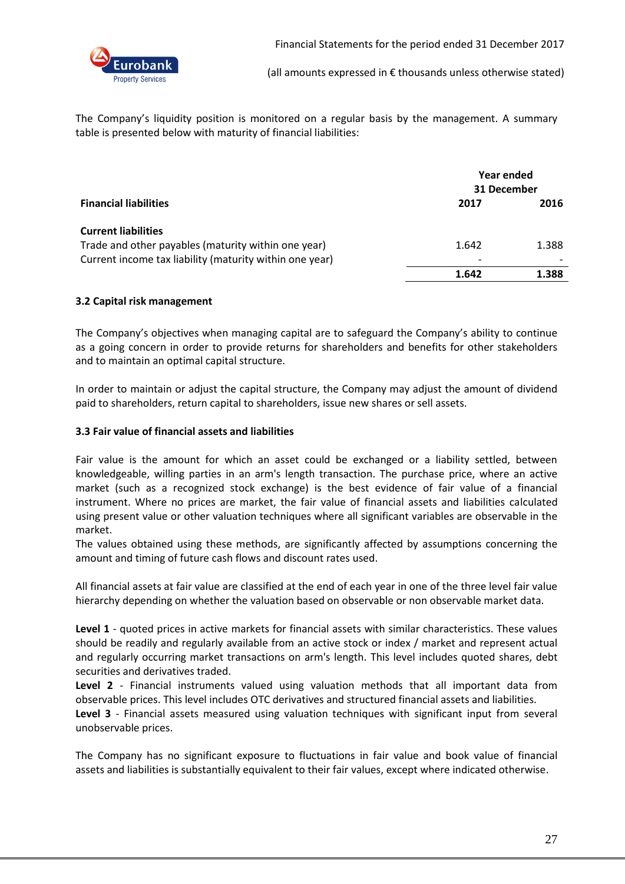The Company's liquidity position is monitored on a regular basis by the management. A summary table is presented below with maturity of financial liabilities:

| Financial liabilities | Year ended 31 December 2017 | 2016 |
|---|---|---|
| **Current liabilities** | | |
| Trade and other payables (maturity within one year) | 1.642 | 1.388 |
| Current income tax liability (maturity within one year) | - | - |
| | **1.642** | **1.388** |

### 3.2 Capital risk management

The Company's objectives when managing capital are to safeguard the Company's ability to continue as a going concern in order to provide returns for shareholders and benefits for other stakeholders and to maintain an optimal capital structure.

In order to maintain or adjust the capital structure, the Company may adjust the amount of dividend paid to shareholders, return capital to shareholders, issue new shares or sell assets.

### 3.3 Fair value of financial assets and liabilities

Fair value is the amount for which an asset could be exchanged or a liability settled, between knowledgeable, willing parties in an arm's length transaction. The purchase price, where an active market (such as a recognized stock exchange) is the best evidence of fair value of a financial instrument. Where no prices are market, the fair value of financial assets and liabilities calculated using present value or other valuation techniques where all significant variables are observable in the market.
The values obtained using these methods, are significantly affected by assumptions concerning the amount and timing of future cash flows and discount rates used.

All financial assets at fair value are classified at the end of each year in one of the three level fair value hierarchy depending on whether the valuation based on observable or non observable market data.

**Level 1** - quoted prices in active markets for financial assets with similar characteristics. These values should be readily and regularly available from an active stock or index / market and represent actual and regularly occurring market transactions on arm's length. This level includes quoted shares, debt securities and derivatives traded.
**Level 2** - Financial instruments valued using valuation methods that all important data from observable prices. This level includes OTC derivatives and structured financial assets and liabilities.
**Level 3** - Financial assets measured using valuation techniques with significant input from several unobservable prices.

The Company has no significant exposure to fluctuations in fair value and book value of financial assets and liabilities is substantially equivalent to their fair values, except where indicated otherwise.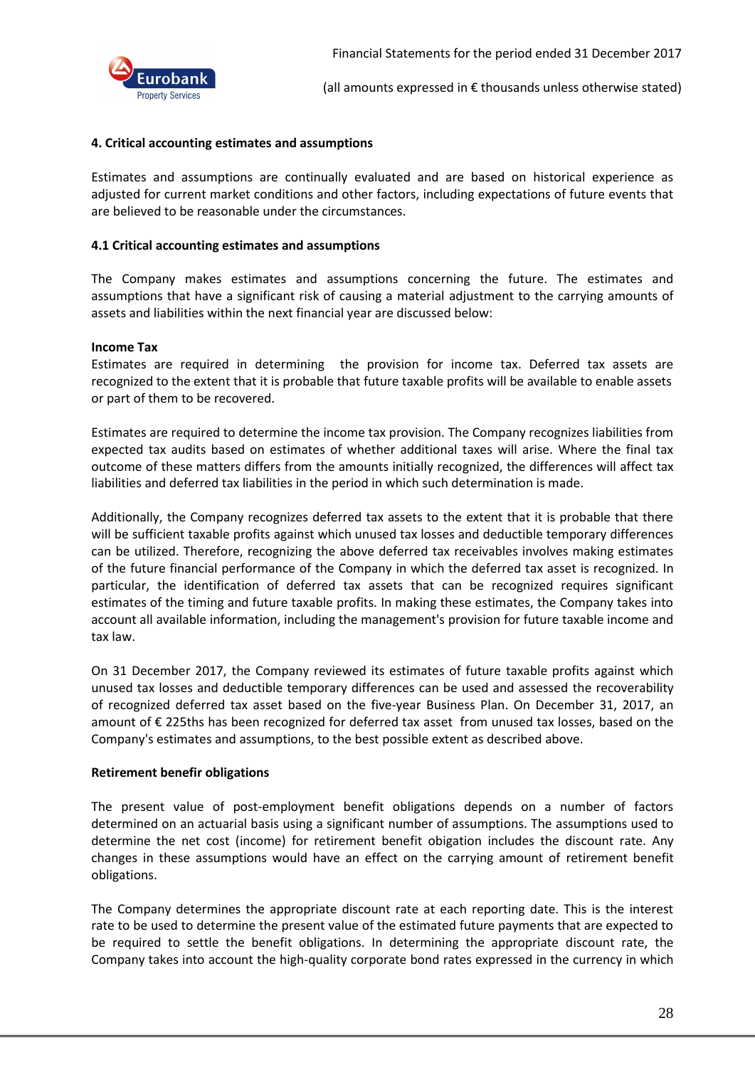**4. Critical accounting estimates and assumptions**

Estimates and assumptions are continually evaluated and are based on historical experience as adjusted for current market conditions and other factors, including expectations of future events that are believed to be reasonable under the circumstances.

**4.1 Critical accounting estimates and assumptions**

The Company makes estimates and assumptions concerning the future. The estimates and assumptions that have a significant risk of causing a material adjustment to the carrying amounts of assets and liabilities within the next financial year are discussed below:

**Income Tax**

Estimates are required in determining the provision for income tax. Deferred tax assets are recognized to the extent that it is probable that future taxable profits will be available to enable assets or part of them to be recovered.

Estimates are required to determine the income tax provision. The Company recognizes liabilities from expected tax audits based on estimates of whether additional taxes will arise. Where the final tax outcome of these matters differs from the amounts initially recognized, the differences will affect tax liabilities and deferred tax liabilities in the period in which such determination is made.

Additionally, the Company recognizes deferred tax assets to the extent that it is probable that there will be sufficient taxable profits against which unused tax losses and deductible temporary differences can be utilized. Therefore, recognizing the above deferred tax receivables involves making estimates of the future financial performance of the Company in which the deferred tax asset is recognized. In particular, the identification of deferred tax assets that can be recognized requires significant estimates of the timing and future taxable profits. In making these estimates, the Company takes into account all available information, including the management's provision for future taxable income and tax law.

On 31 December 2017, the Company reviewed its estimates of future taxable profits against which unused tax losses and deductible temporary differences can be used and assessed the recoverability of recognized deferred tax asset based on the five-year Business Plan. On December 31, 2017, an amount of € 225ths has been recognized for deferred tax asset from unused tax losses, based on the Company's estimates and assumptions, to the best possible extent as described above.

**Retirement benefir obligations**

The present value of post-employment benefit obligations depends on a number of factors determined on an actuarial basis using a significant number of assumptions. The assumptions used to determine the net cost (income) for retirement benefit obligation includes the discount rate. Any changes in these assumptions would have an effect on the carrying amount of retirement benefit obligations.

The Company determines the appropriate discount rate at each reporting date. This is the interest rate to be used to determine the present value of the estimated future payments that are expected to be required to settle the benefit obligations. In determining the appropriate discount rate, the Company takes into account the high-quality corporate bond rates expressed in the currency in which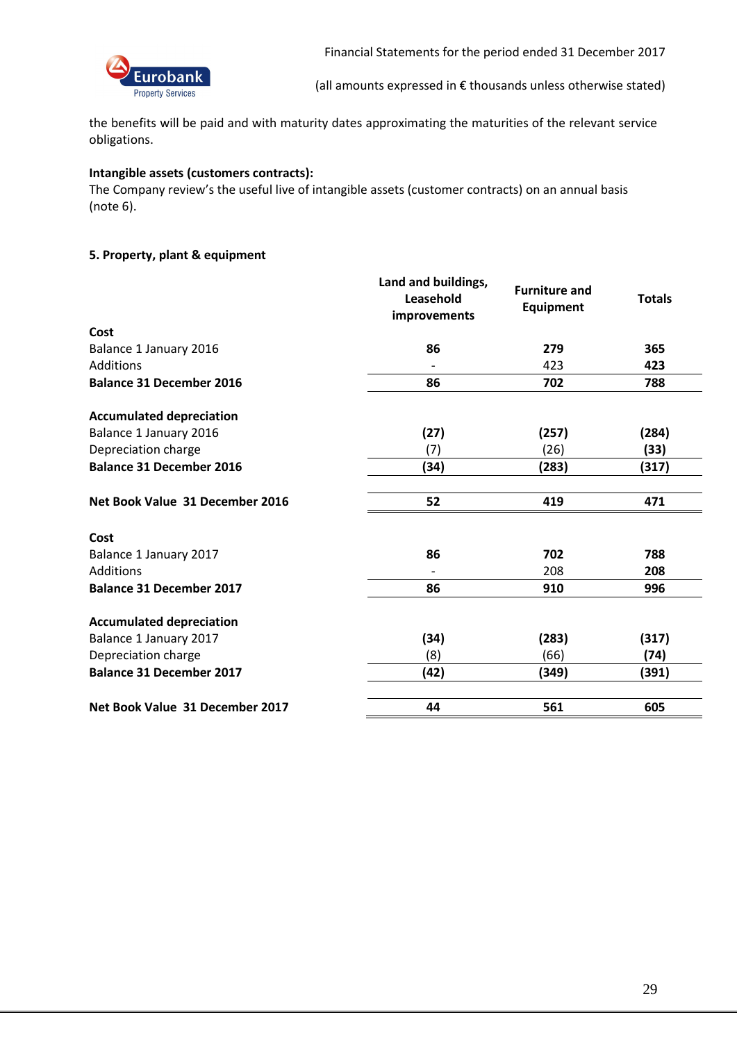the benefits will be paid and with maturity dates approximating the maturities of the relevant service obligations.

**Intangible assets (customers contracts):**
The Company review's the useful live of intangible assets (customer contracts) on an annual basis (note 6).

**5. Property, plant & equipment**

| | Land and buildings, Leasehold improvements | Furniture and Equipment | Totals |
|---|---|---|---|
| **Cost** | | | |
| Balance 1 January 2016 | **86** | **279** | **365** |
| Additions | - | 423 | **423** |
| **Balance 31 December 2016** | **86** | **702** | **788** |
| | | | |
| **Accumulated depreciation** | | | |
| Balance 1 January 2016 | **(27)** | **(257)** | **(284)** |
| Depreciation charge | (7) | (26) | **(33)** |
| **Balance 31 December 2016** | **(34)** | **(283)** | **(317)** |
| | | | |
| **Net Book Value 31 December 2016** | **52** | **419** | **471** |
| | | | |
| **Cost** | | | |
| Balance 1 January 2017 | **86** | **702** | **788** |
| Additions | - | 208 | **208** |
| **Balance 31 December 2017** | **86** | **910** | **996** |
| | | | |
| **Accumulated depreciation** | | | |
| Balance 1 January 2017 | **(34)** | **(283)** | **(317)** |
| Depreciation charge | (8) | (66) | **(74)** |
| **Balance 31 December 2017** | **(42)** | **(349)** | **(391)** |
| | | | |
| **Net Book Value 31 December 2017** | **44** | **561** | **605** |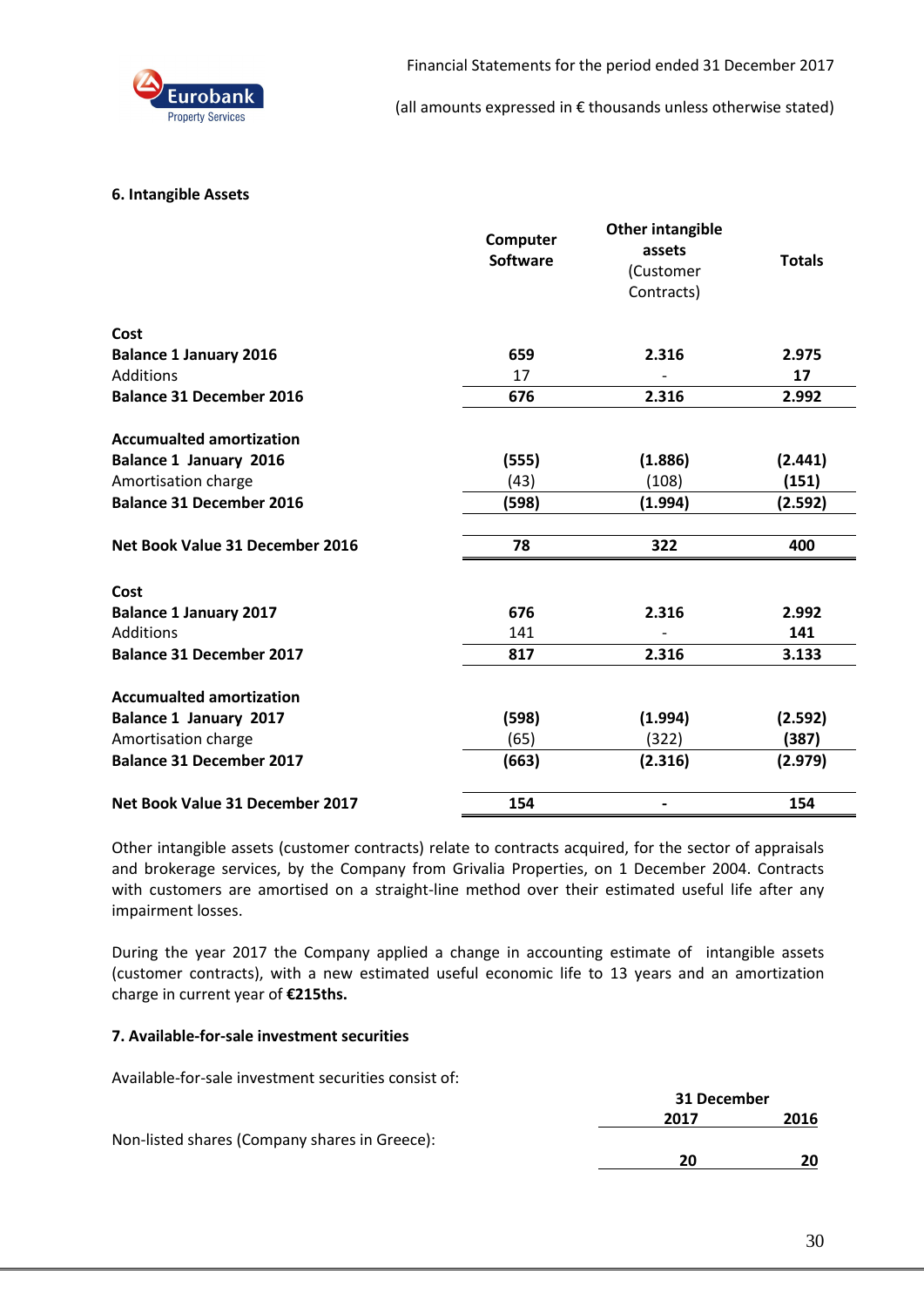## 6. Intangible Assets

| | Computer Software | Other intangible assets (Customer Contracts) | Totals |
|---|---|---|---|
| **Cost** | | | |
| **Balance 1 January 2016** | **659** | **2.316** | **2.975** |
| Additions | 17 | - | **17** |
| **Balance 31 December 2016** | **676** | **2.316** | **2.992** |
| | | | |
| **Accumualted amortization** | | | |
| **Balance 1 January 2016** | **(555)** | **(1.886)** | **(2.441)** |
| Amortisation charge | (43) | (108) | **(151)** |
| **Balance 31 December 2016** | **(598)** | **(1.994)** | **(2.592)** |
| | | | |
| **Net Book Value 31 December 2016** | **78** | **322** | **400** |
| | | | |
| **Cost** | | | |
| **Balance 1 January 2017** | **676** | **2.316** | **2.992** |
| Additions | 141 | - | **141** |
| **Balance 31 December 2017** | **817** | **2.316** | **3.133** |
| | | | |
| **Accumualted amortization** | | | |
| **Balance 1 January 2017** | **(598)** | **(1.994)** | **(2.592)** |
| Amortisation charge | (65) | (322) | **(387)** |
| **Balance 31 December 2017** | **(663)** | **(2.316)** | **(2.979)** |
| | | | |
| **Net Book Value 31 December 2017** | **154** | **-** | **154** |

Other intangible assets (customer contracts) relate to contracts acquired, for the sector of appraisals and brokerage services, by the Company from Grivalia Properties, on 1 December 2004. Contracts with customers are amortised on a straight-line method over their estimated useful life after any impairment losses.

During the year 2017 the Company applied a change in accounting estimate of intangible assets (customer contracts), with a new estimated useful economic life to 13 years and an amortization charge in current year of **€215ths.**

## 7. Available-for-sale investment securities

Available-for-sale investment securities consist of:

| | 31 December 2017 | 2016 |
|---|---|---|
| Non-listed shares (Company shares in Greece): | **20** | **20** |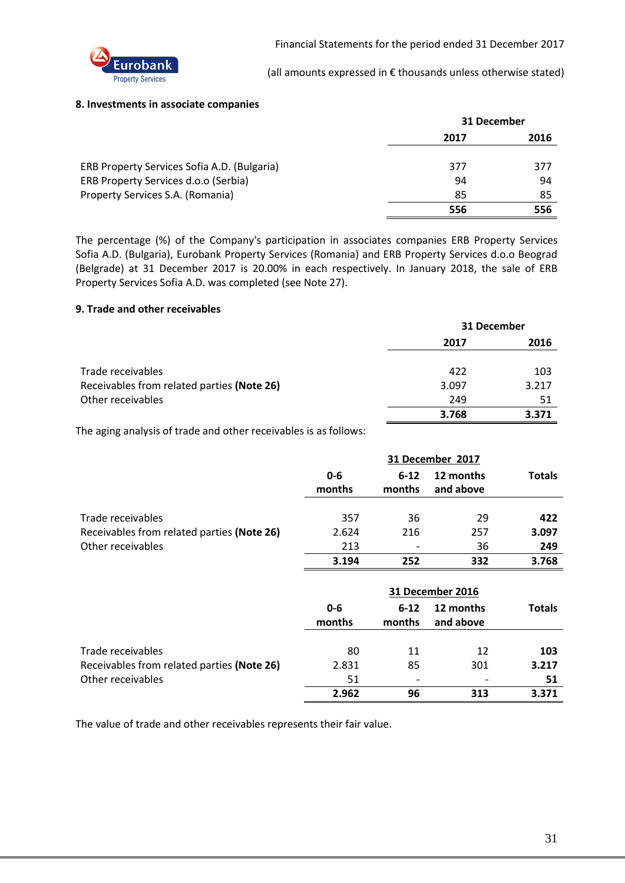### 8. Investments in associate companies

| | 31 December | |
|---|---|---|
| | **2017** | **2016** |
| ERB Property Services Sofia A.D. (Bulgaria) | 377 | 377 |
| ERB Property Services d.o.o (Serbia) | 94 | 94 |
| Property Services S.A. (Romania) | 85 | 85 |
| | **556** | **556** |

The percentage (%) of the Company's participation in associates companies ERB Property Services Sofia A.D. (Bulgaria), Eurobank Property Services (Romania) and ERB Property Services d.o.o Beograd (Belgrade) at 31 December 2017 is 20.00% in each respectively. In January 2018, the sale of ERB Property Services Sofia A.D. was completed (see Note 27).

### 9. Trade and other receivables

| | 31 December | |
|---|---|---|
| | **2017** | **2016** |
| Trade receivables | 422 | 103 |
| Receivables from related parties **(Note 26)** | 3.097 | 3.217 |
| Other receivables | 249 | 51 |
| | **3.768** | **3.371** |

The aging analysis of trade and other receivables is as follows:

| | **31 December 2017** | | | |
|---|---|---|---|---|
| | **0-6 months** | **6-12 months** | **12 months and above** | **Totals** |
| Trade receivables | 357 | 36 | 29 | **422** |
| Receivables from related parties **(Note 26)** | 2.624 | 216 | 257 | **3.097** |
| Other receivables | 213 | - | 36 | **249** |
| | **3.194** | **252** | **332** | **3.768** |

| | **31 December 2016** | | | |
|---|---|---|---|---|
| | **0-6 months** | **6-12 months** | **12 months and above** | **Totals** |
| Trade receivables | 80 | 11 | 12 | **103** |
| Receivables from related parties **(Note 26)** | 2.831 | 85 | 301 | **3.217** |
| Other receivables | 51 | - | - | **51** |
| | **2.962** | **96** | **313** | **3.371** |

The value of trade and other receivables represents their fair value.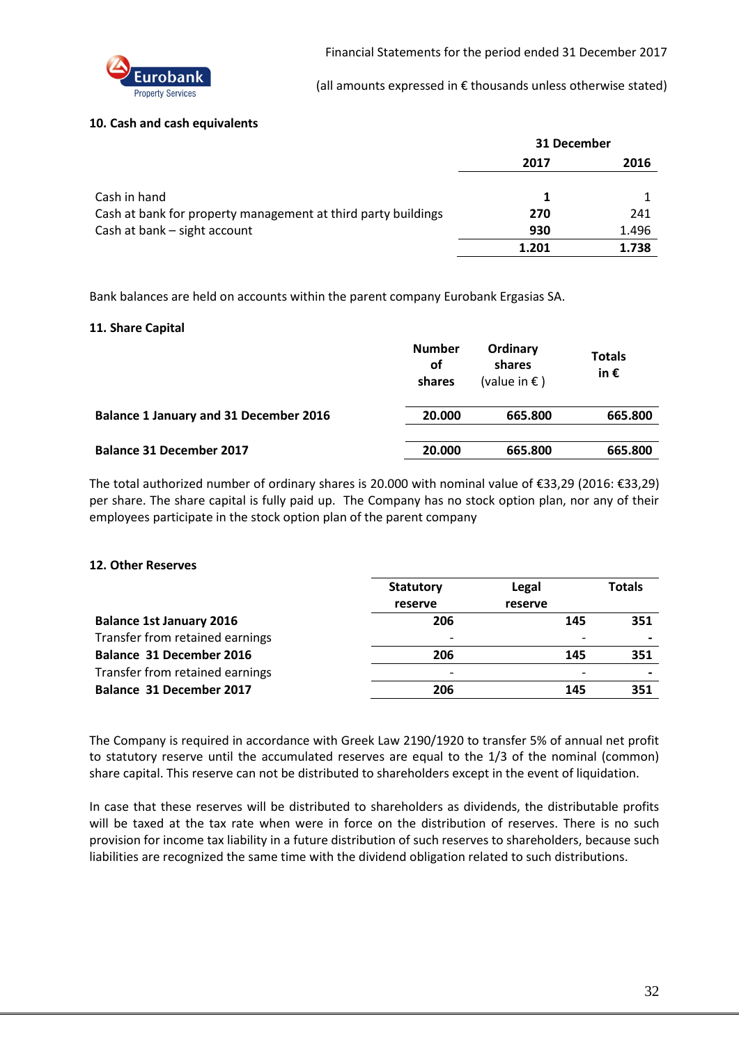### 10. Cash and cash equivalents

| | 31 December | |
|---|---|---|
| | **2017** | **2016** |
| Cash in hand | **1** | 1 |
| Cash at bank for property management at third party buildings | **270** | 241 |
| Cash at bank – sight account | **930** | 1.496 |
| | **1.201** | **1.738** |

Bank balances are held on accounts within the parent company Eurobank Ergasias SA.

### 11. Share Capital

| | Number of shares | Ordinary shares (value in € ) | Totals in € |
|---|---|---|---|
| **Balance 1 January and 31 December 2016** | **20.000** | **665.800** | **665.800** |
| **Balance 31 December 2017** | **20.000** | **665.800** | **665.800** |

The total authorized number of ordinary shares is 20.000 with nominal value of €33,29 (2016: €33,29) per share. The share capital is fully paid up. The Company has no stock option plan, nor any of their employees participate in the stock option plan of the parent company

### 12. Other Reserves

| | Statutory reserve | Legal reserve | Totals |
|---|---|---|---|
| **Balance 1st January 2016** | **206** | **145** | **351** |
| Transfer from retained earnings | - | - | **-** |
| **Balance 31 December 2016** | **206** | **145** | **351** |
| Transfer from retained earnings | - | - | **-** |
| **Balance 31 December 2017** | **206** | **145** | **351** |

The Company is required in accordance with Greek Law 2190/1920 to transfer 5% of annual net profit to statutory reserve until the accumulated reserves are equal to the 1/3 of the nominal (common) share capital. This reserve can not be distributed to shareholders except in the event of liquidation.

In case that these reserves will be distributed to shareholders as dividends, the distributable profits will be taxed at the tax rate when were in force on the distribution of reserves. There is no such provision for income tax liability in a future distribution of such reserves to shareholders, because such liabilities are recognized the same time with the dividend obligation related to such distributions.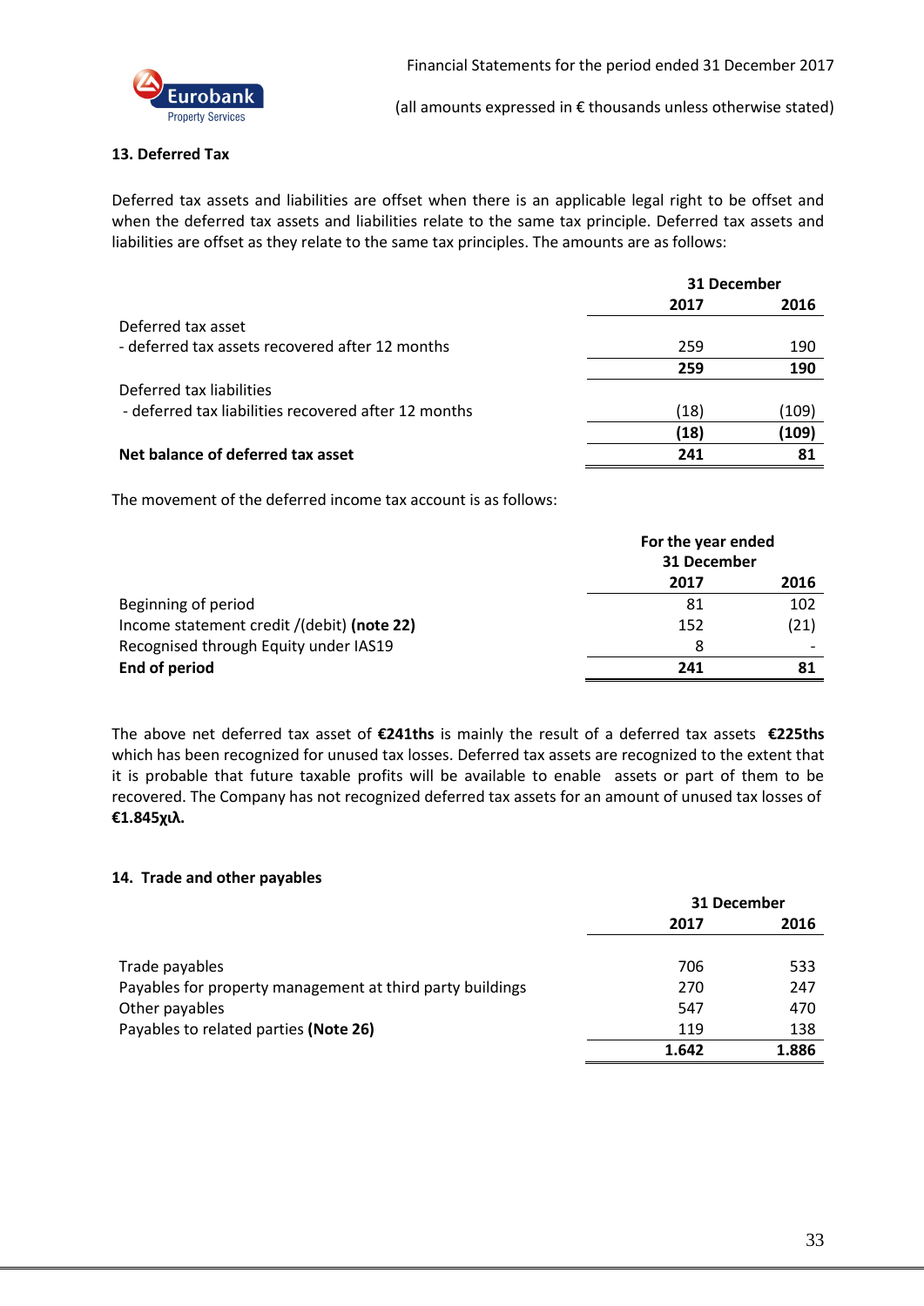### 13. Deferred Tax

Deferred tax assets and liabilities are offset when there is an applicable legal right to be offset and when the deferred tax assets and liabilities relate to the same tax principle. Deferred tax assets and liabilities are offset as they relate to the same tax principles. The amounts are as follows:

| | 31 December | |
|---|---|---|
| | 2017 | 2016 |
| Deferred tax asset | | |
| - deferred tax assets recovered after 12 months | 259 | 190 |
| | **259** | **190** |
| Deferred tax liabilities | | |
| - deferred tax liabilities recovered after 12 months | (18) | (109) |
| | **(18)** | **(109)** |
| **Net balance of deferred tax asset** | **241** | **81** |

The movement of the deferred income tax account is as follows:

| | For the year ended 31 December | |
|---|---|---|
| | 2017 | 2016 |
| Beginning of period | 81 | 102 |
| Income statement credit /(debit) **(note 22)** | 152 | (21) |
| Recognised through Equity under IAS19 | 8 | - |
| **End of period** | **241** | **81** |

The above net deferred tax asset of **€241ths** is mainly the result of a deferred tax assets **€225ths** which has been recognized for unused tax losses. Deferred tax assets are recognized to the extent that it is probable that future taxable profits will be available to enable assets or part of them to be recovered. The Company has not recognized deferred tax assets for an amount of unused tax losses of **€1.845χιλ.**

### 14. Trade and other payables

| | 31 December | |
|---|---|---|
| | 2017 | 2016 |
| Trade payables | 706 | 533 |
| Payables for property management at third party buildings | 270 | 247 |
| Other payables | 547 | 470 |
| Payables to related parties **(Note 26)** | 119 | 138 |
| | **1.642** | **1.886** |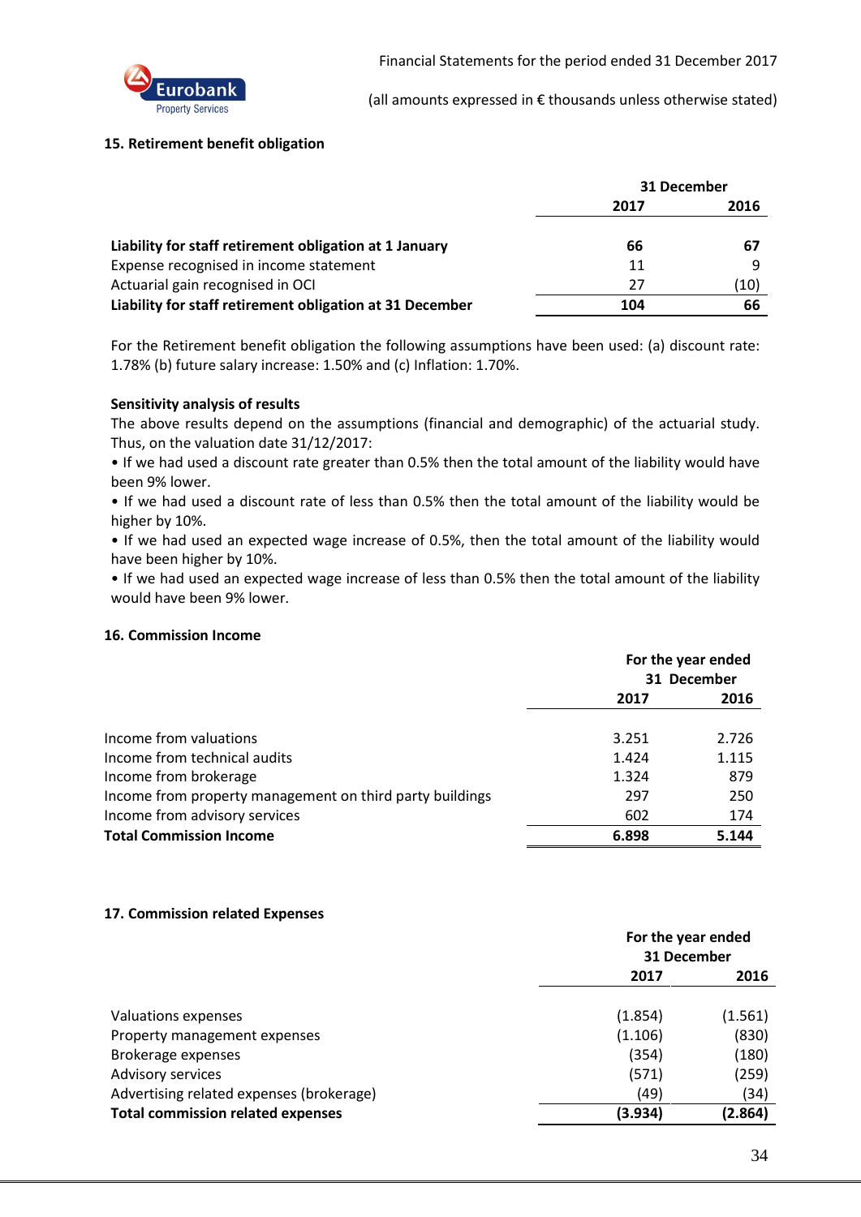### 15. Retirement benefit obligation

| | 31 December | |
|---|---|---|
| | **2017** | **2016** |
| **Liability for staff retirement obligation at 1 January** | **66** | **67** |
| Expense recognised in income statement | 11 | 9 |
| Actuarial gain recognised in OCI | 27 | (10) |
| **Liability for staff retirement obligation at 31 December** | **104** | **66** |

For the Retirement benefit obligation the following assumptions have been used: (a) discount rate: 1.78% (b) future salary increase: 1.50% and (c) Inflation: 1.70%.

**Sensitivity analysis of results**

The above results depend on the assumptions (financial and demographic) of the actuarial study. Thus, on the valuation date 31/12/2017:

• If we had used a discount rate greater than 0.5% then the total amount of the liability would have been 9% lower.

• If we had used a discount rate of less than 0.5% then the total amount of the liability would be higher by 10%.

• If we had used an expected wage increase of 0.5%, then the total amount of the liability would have been higher by 10%.

• If we had used an expected wage increase of less than 0.5% then the total amount of the liability would have been 9% lower.

### 16. Commission Income

| | For the year ended 31 December | |
|---|---|---|
| | **2017** | **2016** |
| Income from valuations | 3.251 | 2.726 |
| Income from technical audits | 1.424 | 1.115 |
| Income from brokerage | 1.324 | 879 |
| Income from property management on third party buildings | 297 | 250 |
| Income from advisory services | 602 | 174 |
| **Total Commission Income** | **6.898** | **5.144** |

### 17. Commission related Expenses

| | For the year ended 31 December | |
|---|---|---|
| | **2017** | **2016** |
| Valuations expenses | (1.854) | (1.561) |
| Property management expenses | (1.106) | (830) |
| Brokerage expenses | (354) | (180) |
| Advisory services | (571) | (259) |
| Advertising related expenses (brokerage) | (49) | (34) |
| **Total commission related expenses** | **(3.934)** | **(2.864)** |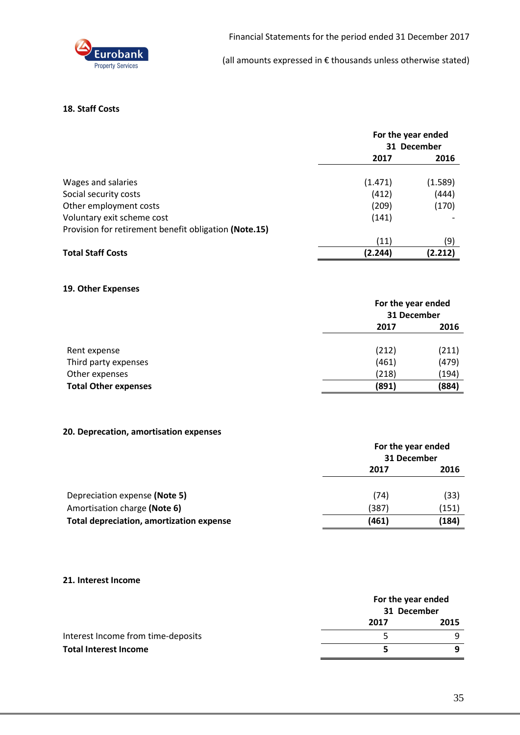## 18. Staff Costs

| | For the year ended 31 December | |
|---|---|---|
| | 2017 | 2016 |
| Wages and salaries | (1.471) | (1.589) |
| Social security costs | (412) | (444) |
| Other employment costs | (209) | (170) |
| Voluntary exit scheme cost | (141) | - |
| Provision for retirement benefit obligation **(Note.15)** | (11) | (9) |
| **Total Staff Costs** | **(2.244)** | **(2.212)** |

## 19. Other Expenses

| | For the year ended 31 December | |
|---|---|---|
| | 2017 | 2016 |
| Rent expense | (212) | (211) |
| Third party expenses | (461) | (479) |
| Other expenses | (218) | (194) |
| **Total Other expenses** | **(891)** | **(884)** |

## 20. Deprecation, amortisation expenses

| | For the year ended 31 December | |
|---|---|---|
| | 2017 | 2016 |
| Depreciation expense **(Note 5)** | (74) | (33) |
| Amortisation charge **(Note 6)** | (387) | (151) |
| **Total depreciation, amortization expense** | **(461)** | **(184)** |

## 21. Interest Income

| | For the year ended 31 December | |
|---|---|---|
| | 2017 | 2015 |
| Interest Income from time-deposits | 5 | 9 |
| **Total Interest Income** | **5** | **9** |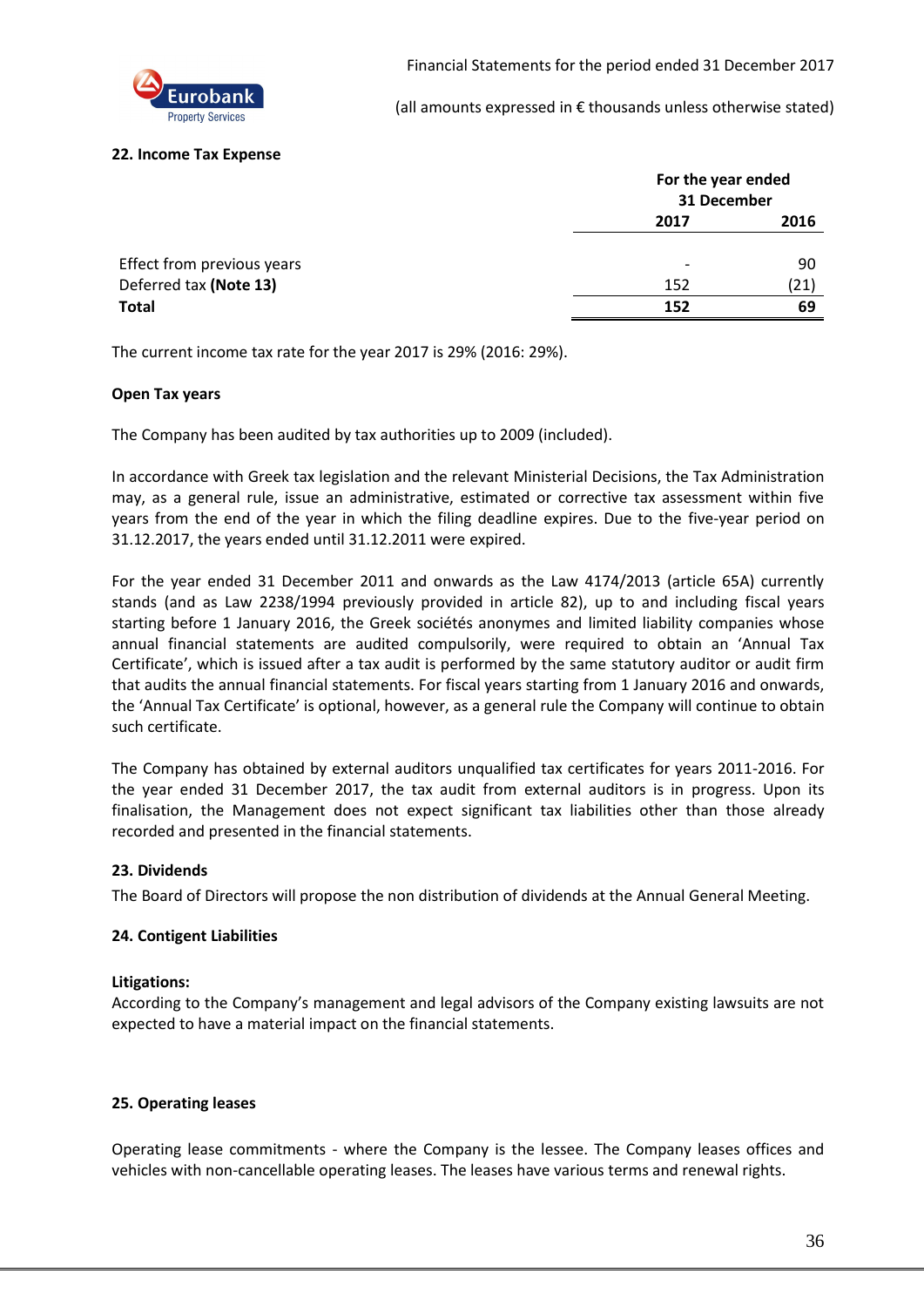## 22. Income Tax Expense

| | For the year ended 31 December | |
|---|---|---|
| | **2017** | **2016** |
| Effect from previous years | - | 90 |
| Deferred tax **(Note 13)** | 152 | (21) |
| **Total** | **152** | **69** |

The current income tax rate for the year 2017 is 29% (2016: 29%).

**Open Tax years**

The Company has been audited by tax authorities up to 2009 (included).

In accordance with Greek tax legislation and the relevant Ministerial Decisions, the Tax Administration may, as a general rule, issue an administrative, estimated or corrective tax assessment within five years from the end of the year in which the filing deadline expires. Due to the five-year period on 31.12.2017, the years ended until 31.12.2011 were expired.

For the year ended 31 December 2011 and onwards as the Law 4174/2013 (article 65A) currently stands (and as Law 2238/1994 previously provided in article 82), up to and including fiscal years starting before 1 January 2016, the Greek sociétés anonymes and limited liability companies whose annual financial statements are audited compulsorily, were required to obtain an 'Annual Tax Certificate', which is issued after a tax audit is performed by the same statutory auditor or audit firm that audits the annual financial statements. For fiscal years starting from 1 January 2016 and onwards, the 'Annual Tax Certificate' is optional, however, as a general rule the Company will continue to obtain such certificate.

The Company has obtained by external auditors unqualified tax certificates for years 2011-2016. For the year ended 31 December 2017, the tax audit from external auditors is in progress. Upon its finalisation, the Management does not expect significant tax liabilities other than those already recorded and presented in the financial statements.

## 23. Dividends

The Board of Directors will propose the non distribution of dividends at the Annual General Meeting.

## 24. Contigent Liabilities

**Litigations:**
According to the Company's management and legal advisors of the Company existing lawsuits are not expected to have a material impact on the financial statements.

## 25. Operating leases

Operating lease commitments - where the Company is the lessee. The Company leases offices and vehicles with non-cancellable operating leases. The leases have various terms and renewal rights.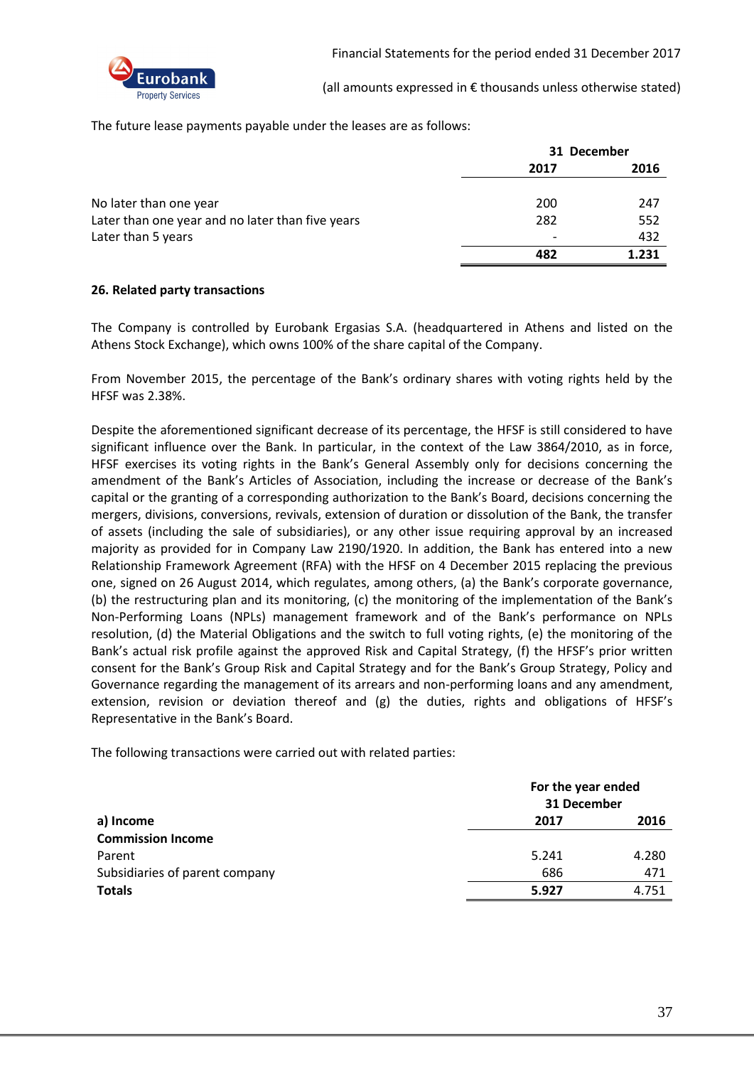The future lease payments payable under the leases are as follows:

| | 31 December | |
|---|---|---|
| | 2017 | 2016 |
| No later than one year | 200 | 247 |
| Later than one year and no later than five years | 282 | 552 |
| Later than 5 years | - | 432 |
| | **482** | **1.231** |

**26. Related party transactions**

The Company is controlled by Eurobank Ergasias S.A. (headquartered in Athens and listed on the Athens Stock Exchange), which owns 100% of the share capital of the Company.

From November 2015, the percentage of the Bank's ordinary shares with voting rights held by the HFSF was 2.38%.

Despite the aforementioned significant decrease of its percentage, the HFSF is still considered to have significant influence over the Bank. In particular, in the context of the Law 3864/2010, as in force, HFSF exercises its voting rights in the Bank's General Assembly only for decisions concerning the amendment of the Bank's Articles of Association, including the increase or decrease of the Bank's capital or the granting of a corresponding authorization to the Bank's Board, decisions concerning the mergers, divisions, conversions, revivals, extension of duration or dissolution of the Bank, the transfer of assets (including the sale of subsidiaries), or any other issue requiring approval by an increased majority as provided for in Company Law 2190/1920. In addition, the Bank has entered into a new Relationship Framework Agreement (RFA) with the HFSF on 4 December 2015 replacing the previous one, signed on 26 August 2014, which regulates, among others, (a) the Bank's corporate governance, (b) the restructuring plan and its monitoring, (c) the monitoring of the implementation of the Bank's Non-Performing Loans (NPLs) management framework and of the Bank's performance on NPLs resolution, (d) the Material Obligations and the switch to full voting rights, (e) the monitoring of the Bank's actual risk profile against the approved Risk and Capital Strategy, (f) the HFSF's prior written consent for the Bank's Group Risk and Capital Strategy and for the Bank's Group Strategy, Policy and Governance regarding the management of its arrears and non-performing loans and any amendment, extension, revision or deviation thereof and (g) the duties, rights and obligations of HFSF's Representative in the Bank's Board.

The following transactions were carried out with related parties:

| | For the year ended 31 December | |
|---|---|---|
| **a) Income** | **2017** | **2016** |
| **Commission Income** | | |
| Parent | 5.241 | 4.280 |
| Subsidiaries of parent company | 686 | 471 |
| **Totals** | **5.927** | 4.751 |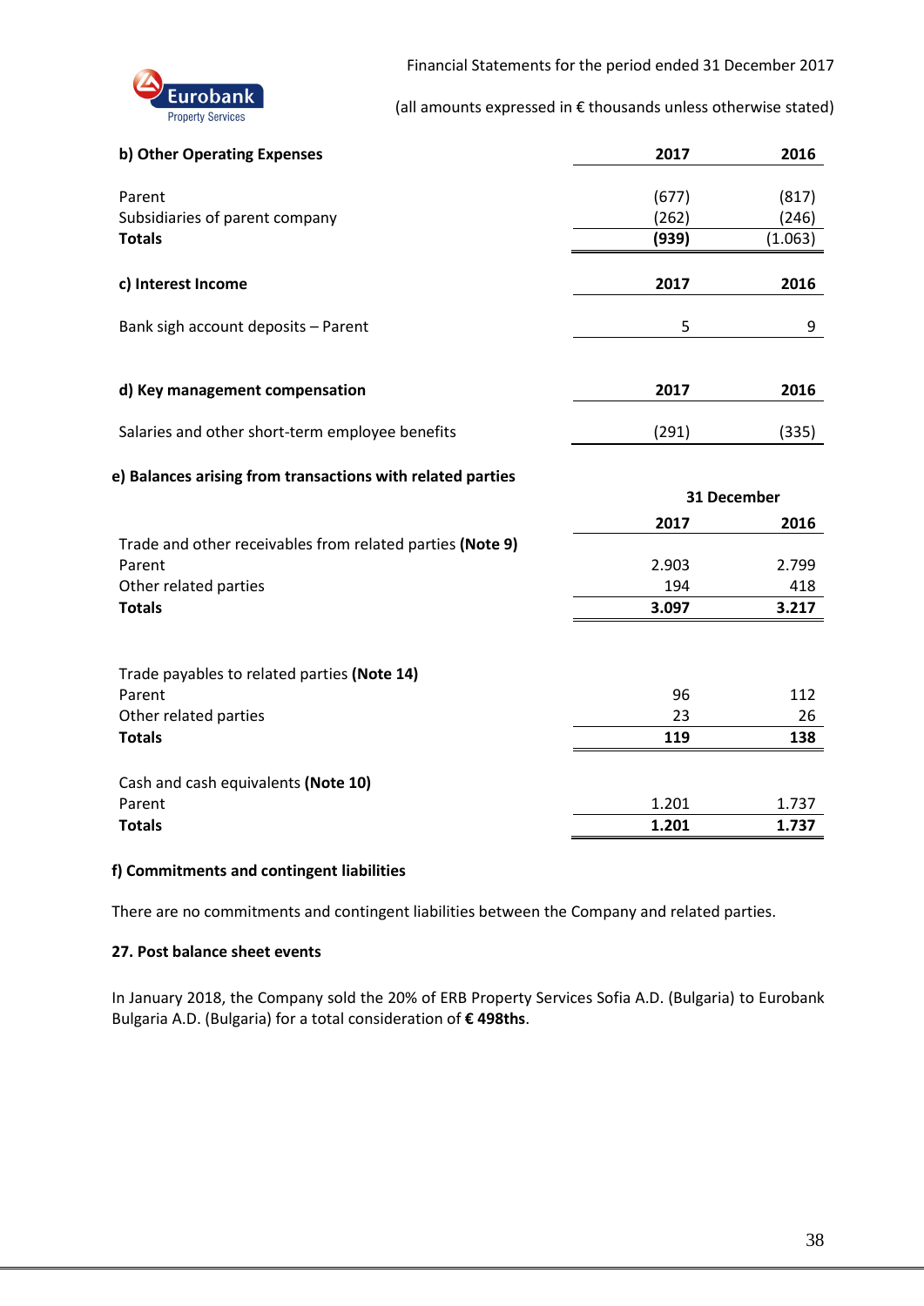**b) Other Operating Expenses**

| | 2017 | 2016 |
|---|---|---|
| Parent | (677) | (817) |
| Subsidiaries of parent company | (262) | (246) |
| **Totals** | **(939)** | (1.063) |

**c) Interest Income**

| | 2017 | 2016 |
|---|---|---|
| Bank sigh account deposits – Parent | 5 | 9 |

**d) Key management compensation**

| | 2017 | 2016 |
|---|---|---|
| Salaries and other short-term employee benefits | (291) | (335) |

**e) Balances arising from transactions with related parties**

| | 31 December | |
|---|---|---|
| | 2017 | 2016 |
| Trade and other receivables from related parties **(Note 9)** | | |
| Parent | 2.903 | 2.799 |
| Other related parties | 194 | 418 |
| **Totals** | **3.097** | **3.217** |
| | | |
| Trade payables to related parties **(Note 14)** | | |
| Parent | 96 | 112 |
| Other related parties | 23 | 26 |
| **Totals** | **119** | **138** |
| | | |
| Cash and cash equivalents **(Note 10)** | | |
| Parent | 1.201 | 1.737 |
| **Totals** | **1.201** | **1.737** |

**f) Commitments and contingent liabilities**

There are no commitments and contingent liabilities between the Company and related parties.

**27. Post balance sheet events**

In January 2018, the Company sold the 20% of ERB Property Services Sofia A.D. (Bulgaria) to Eurobank Bulgaria A.D. (Bulgaria) for a total consideration of **€ 498ths**.